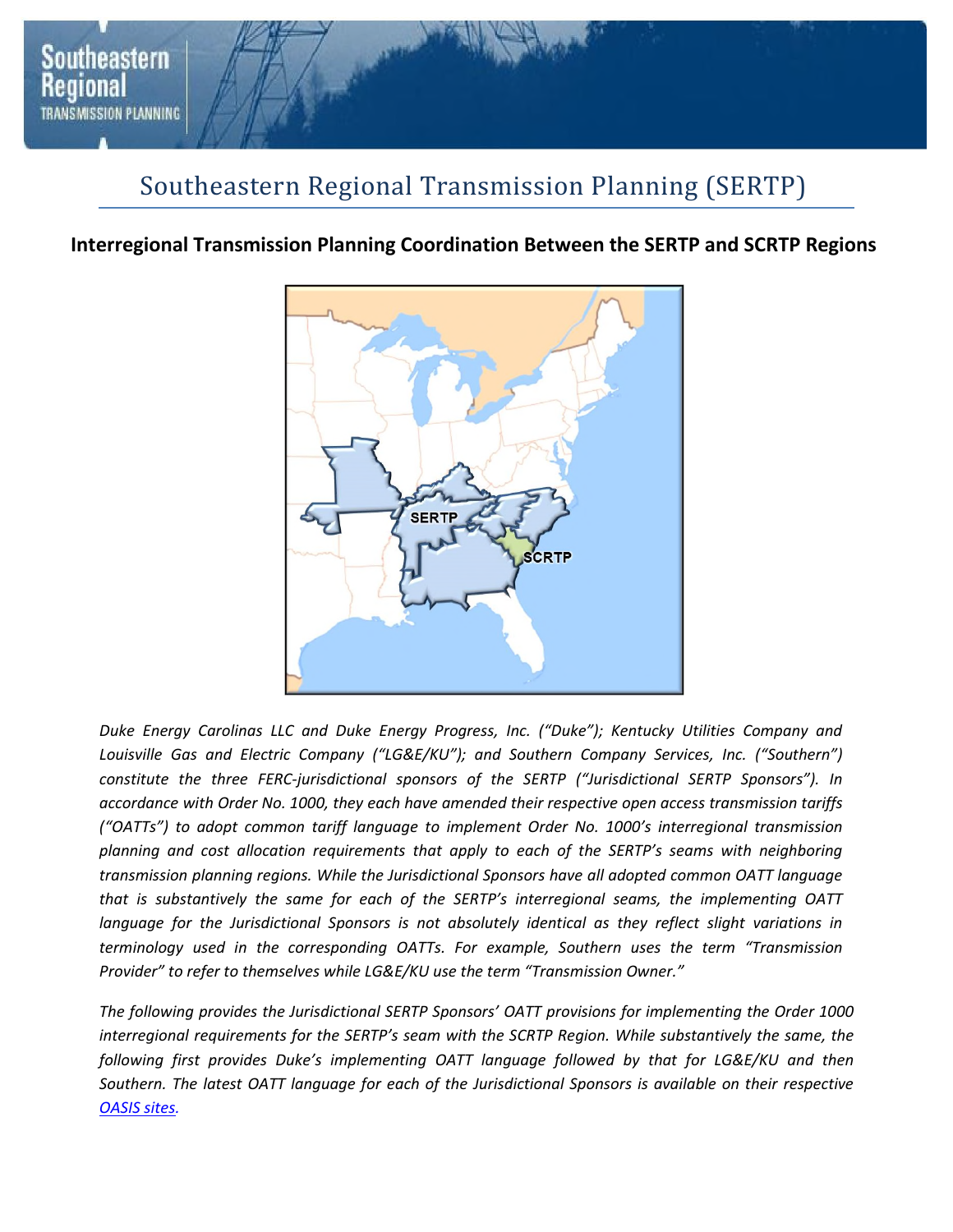# Southeastern Regional Transmission Planning (SERTP)

## Interregional Transmission Planning Coordination Between the SERTP and SCRTP Regions

*Duke Energy Carolinas LLC and Duke Energy Progress, Inc. ("Duke"); Kentucky Utilities Company and Louisville Gas and Electric Company ("LG&E/KU"); and Southern Company Services, Inc. ("Southern") constitute the three FERC-jurisdictional sponsors of the SERTP ("Jurisdictional SERTP Sponsors"). In accordance with Order No. 1000, they each have amended their respective open access transmission tariffs ("OATTs") to adopt common tariff language to implement Order No. 1000's interregional transmission planning and cost allocation requirements that apply to each of the SERTP's seams with neighboring transmission planning regions. While the Jurisdictional Sponsors have all adopted common OATT language that is substantively the same for each of the SERTP's interregional seams, the implementing OATT language for the Jurisdictional Sponsors is not absolutely identical as they reflect slight variations in terminology used in the corresponding OATTs. For example, Southern uses the term "Transmission Provider" to refer to themselves while LG&E/KU use the term "Transmission Owner."*

*The following provides the Jurisdictional SERTP Sponsors' OATT provisions for implementing the Order 1000 interregional requirements for the SERTP's seam with the SCRTP Region. While substantively the same, the following first provides Duke's implementing OATT language followed by that for LG&E/KU and then Southern. The latest OATT language for each of the Jurisdictional Sponsors is available on their respective [OASIS sites](OASIS sites).*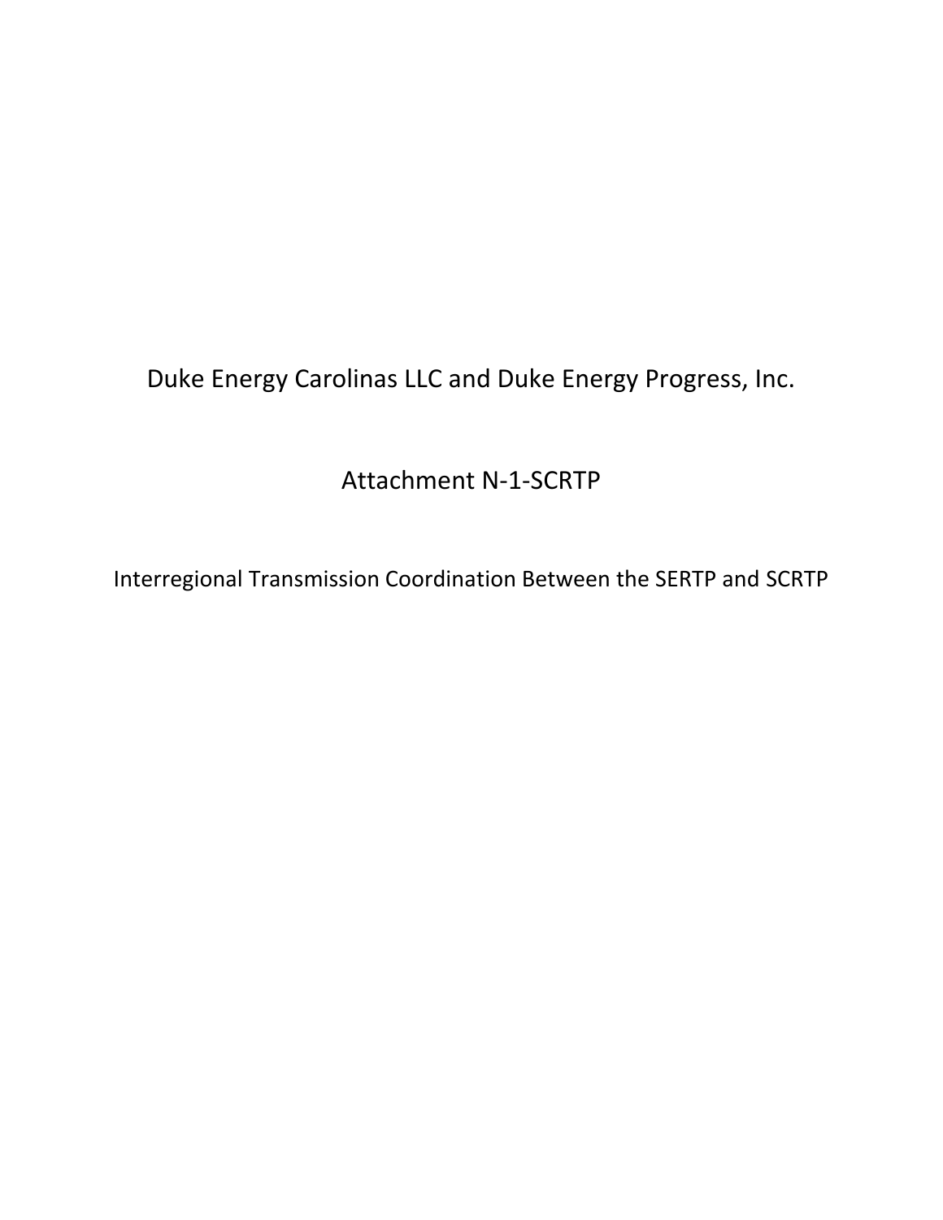# Duke Energy Carolinas LLC and Duke Energy Progress, Inc.

## Attachment N-1-SCRTP

### Interregional Transmission Coordination Between the SERTP and SCRTP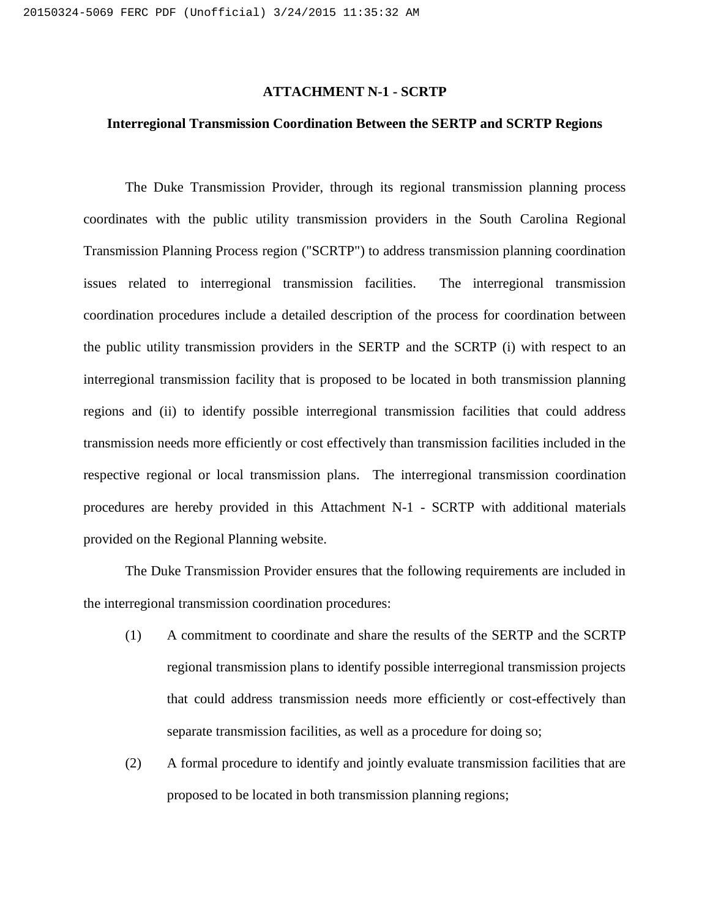**ATTACHMENT N-1 - SCRTP**

**Interregional Transmission Coordination Between the SERTP and SCRTP Regions**

The Duke Transmission Provider, through its regional transmission planning process coordinates with the public utility transmission providers in the South Carolina Regional Transmission Planning Process region ("SCRTP") to address transmission planning coordination issues related to interregional transmission facilities. The interregional transmission coordination procedures include a detailed description of the process for coordination between the public utility transmission providers in the SERTP and the SCRTP (i) with respect to an interregional transmission facility that is proposed to be located in both transmission planning regions and (ii) to identify possible interregional transmission facilities that could address transmission needs more efficiently or cost effectively than transmission facilities included in the respective regional or local transmission plans. The interregional transmission coordination procedures are hereby provided in this Attachment N-1 - SCRTP with additional materials provided on the Regional Planning website.

The Duke Transmission Provider ensures that the following requirements are included in the interregional transmission coordination procedures:

(1) A commitment to coordinate and share the results of the SERTP and the SCRTP regional transmission plans to identify possible interregional transmission projects that could address transmission needs more efficiently or cost-effectively than separate transmission facilities, as well as a procedure for doing so;

(2) A formal procedure to identify and jointly evaluate transmission facilities that are proposed to be located in both transmission planning regions;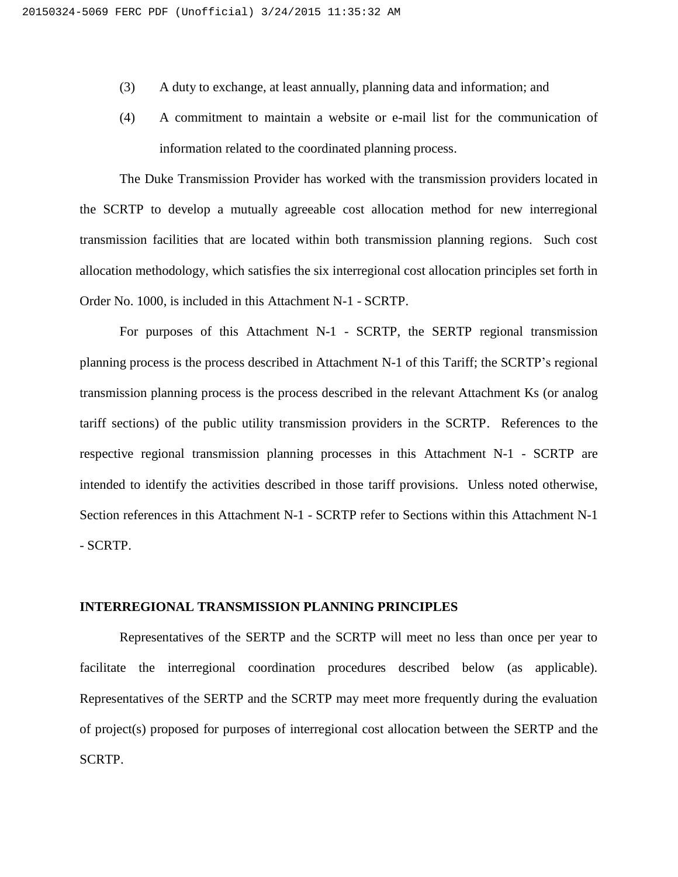(3) A duty to exchange, at least annually, planning data and information; and

(4) A commitment to maintain a website or e-mail list for the communication of information related to the coordinated planning process.

The Duke Transmission Provider has worked with the transmission providers located in the SCRTP to develop a mutually agreeable cost allocation method for new interregional transmission facilities that are located within both transmission planning regions. Such cost allocation methodology, which satisfies the six interregional cost allocation principles set forth in Order No. 1000, is included in this Attachment N-1 - SCRTP.

For purposes of this Attachment N-1 - SCRTP, the SERTP regional transmission planning process is the process described in Attachment N-1 of this Tariff; the SCRTP's regional transmission planning process is the process described in the relevant Attachment Ks (or analog tariff sections) of the public utility transmission providers in the SCRTP. References to the respective regional transmission planning processes in this Attachment N-1 - SCRTP are intended to identify the activities described in those tariff provisions. Unless noted otherwise, Section references in this Attachment N-1 - SCRTP refer to Sections within this Attachment N-1 - SCRTP.

**INTERREGIONAL TRANSMISSION PLANNING PRINCIPLES**

Representatives of the SERTP and the SCRTP will meet no less than once per year to facilitate the interregional coordination procedures described below (as applicable). Representatives of the SERTP and the SCRTP may meet more frequently during the evaluation of project(s) proposed for purposes of interregional cost allocation between the SERTP and the SCRTP.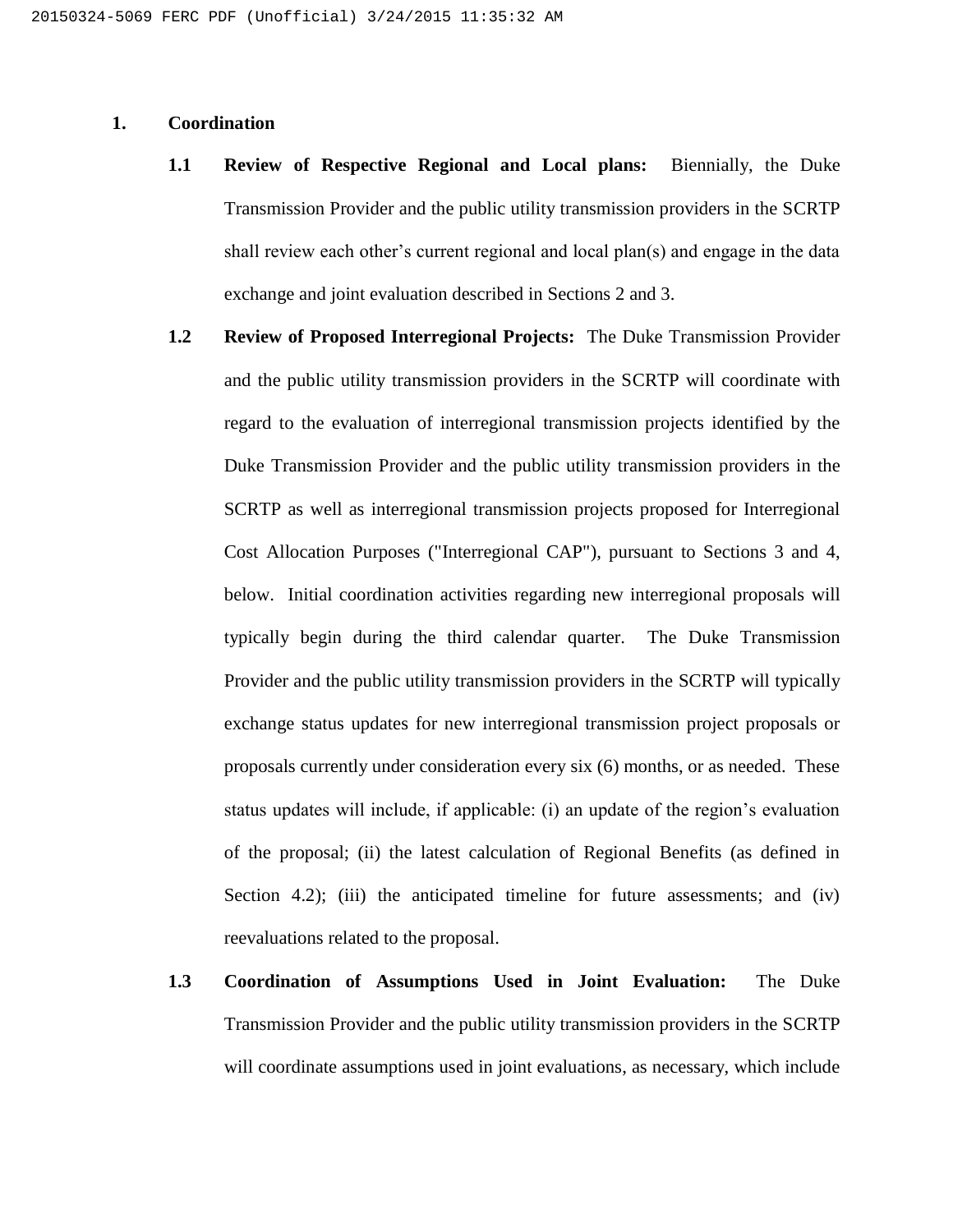## 1. Coordination

**1.1 Review of Respective Regional and Local plans:** Biennially, the Duke Transmission Provider and the public utility transmission providers in the SCRTP shall review each other's current regional and local plan(s) and engage in the data exchange and joint evaluation described in Sections 2 and 3.

**1.2 Review of Proposed Interregional Projects:** The Duke Transmission Provider and the public utility transmission providers in the SCRTP will coordinate with regard to the evaluation of interregional transmission projects identified by the Duke Transmission Provider and the public utility transmission providers in the SCRTP as well as interregional transmission projects proposed for Interregional Cost Allocation Purposes ("Interregional CAP"), pursuant to Sections 3 and 4, below. Initial coordination activities regarding new interregional proposals will typically begin during the third calendar quarter. The Duke Transmission Provider and the public utility transmission providers in the SCRTP will typically exchange status updates for new interregional transmission project proposals or proposals currently under consideration every six (6) months, or as needed. These status updates will include, if applicable: (i) an update of the region's evaluation of the proposal; (ii) the latest calculation of Regional Benefits (as defined in Section 4.2); (iii) the anticipated timeline for future assessments; and (iv) reevaluations related to the proposal.

**1.3 Coordination of Assumptions Used in Joint Evaluation:** The Duke Transmission Provider and the public utility transmission providers in the SCRTP will coordinate assumptions used in joint evaluations, as necessary, which include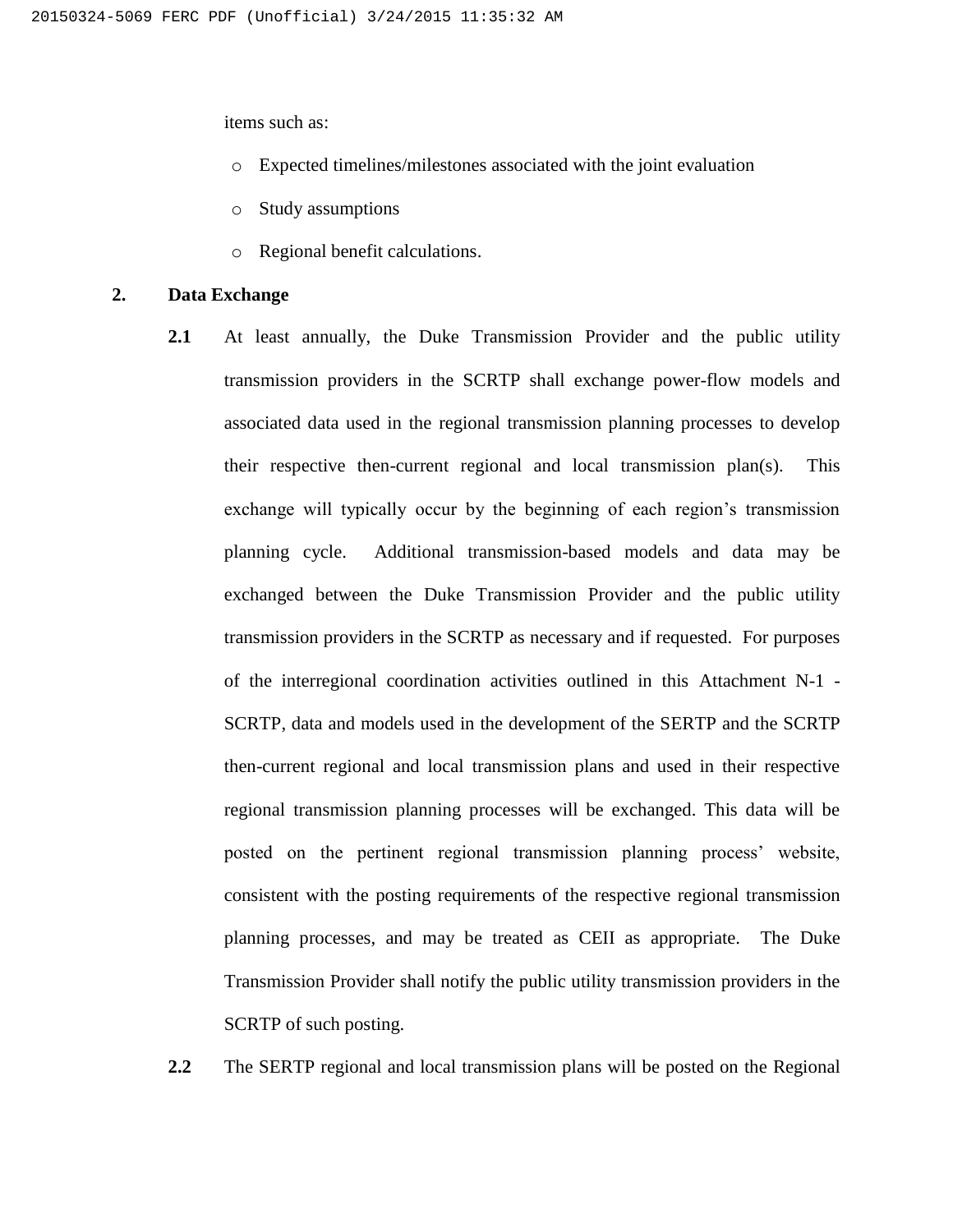items such as:

- Expected timelines/milestones associated with the joint evaluation
- Study assumptions
- Regional benefit calculations.

**2. Data Exchange**

**2.1** At least annually, the Duke Transmission Provider and the public utility transmission providers in the SCRTP shall exchange power-flow models and associated data used in the regional transmission planning processes to develop their respective then-current regional and local transmission plan(s). This exchange will typically occur by the beginning of each region's transmission planning cycle. Additional transmission-based models and data may be exchanged between the Duke Transmission Provider and the public utility transmission providers in the SCRTP as necessary and if requested. For purposes of the interregional coordination activities outlined in this Attachment N-1 - SCRTP, data and models used in the development of the SERTP and the SCRTP then-current regional and local transmission plans and used in their respective regional transmission planning processes will be exchanged. This data will be posted on the pertinent regional transmission planning process' website, consistent with the posting requirements of the respective regional transmission planning processes, and may be treated as CEII as appropriate. The Duke Transmission Provider shall notify the public utility transmission providers in the SCRTP of such posting.

**2.2** The SERTP regional and local transmission plans will be posted on the Regional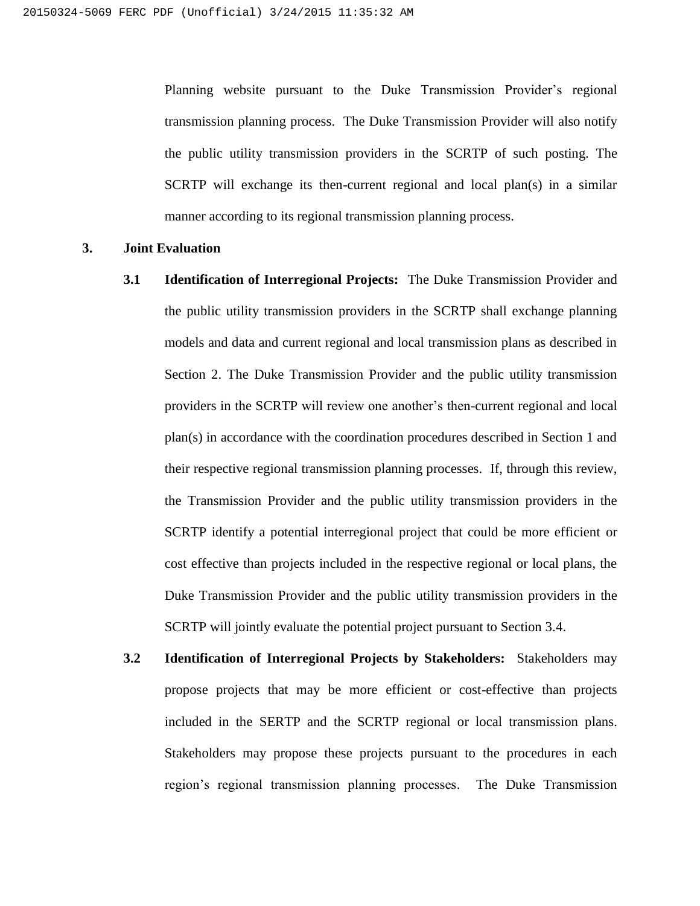Planning website pursuant to the Duke Transmission Provider's regional transmission planning process. The Duke Transmission Provider will also notify the public utility transmission providers in the SCRTP of such posting. The SCRTP will exchange its then-current regional and local plan(s) in a similar manner according to its regional transmission planning process.

**3. Joint Evaluation**

**3.1 Identification of Interregional Projects:** The Duke Transmission Provider and the public utility transmission providers in the SCRTP shall exchange planning models and data and current regional and local transmission plans as described in Section 2. The Duke Transmission Provider and the public utility transmission providers in the SCRTP will review one another's then-current regional and local plan(s) in accordance with the coordination procedures described in Section 1 and their respective regional transmission planning processes. If, through this review, the Transmission Provider and the public utility transmission providers in the SCRTP identify a potential interregional project that could be more efficient or cost effective than projects included in the respective regional or local plans, the Duke Transmission Provider and the public utility transmission providers in the SCRTP will jointly evaluate the potential project pursuant to Section 3.4.

**3.2 Identification of Interregional Projects by Stakeholders:** Stakeholders may propose projects that may be more efficient or cost-effective than projects included in the SERTP and the SCRTP regional or local transmission plans. Stakeholders may propose these projects pursuant to the procedures in each region's regional transmission planning processes. The Duke Transmission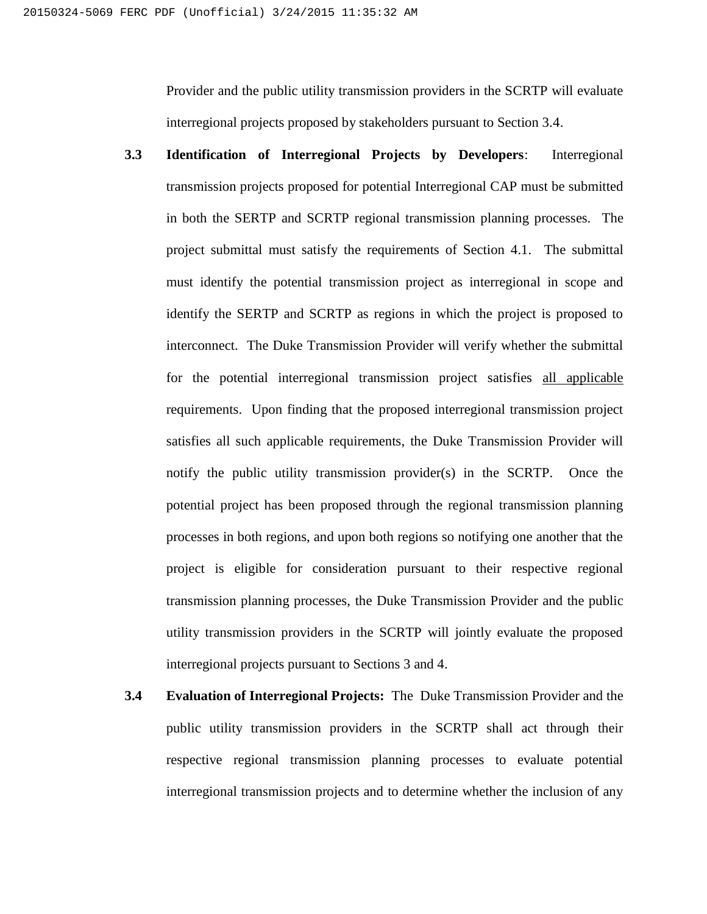Provider and the public utility transmission providers in the SCRTP will evaluate interregional projects proposed by stakeholders pursuant to Section 3.4.

**3.3 Identification of Interregional Projects by Developers**: Interregional transmission projects proposed for potential Interregional CAP must be submitted in both the SERTP and SCRTP regional transmission planning processes. The project submittal must satisfy the requirements of Section 4.1. The submittal must identify the potential transmission project as interregional in scope and identify the SERTP and SCRTP as regions in which the project is proposed to interconnect. The Duke Transmission Provider will verify whether the submittal for the potential interregional transmission project satisfies <u>all applicable</u> requirements. Upon finding that the proposed interregional transmission project satisfies all such applicable requirements, the Duke Transmission Provider will notify the public utility transmission provider(s) in the SCRTP. Once the potential project has been proposed through the regional transmission planning processes in both regions, and upon both regions so notifying one another that the project is eligible for consideration pursuant to their respective regional transmission planning processes, the Duke Transmission Provider and the public utility transmission providers in the SCRTP will jointly evaluate the proposed interregional projects pursuant to Sections 3 and 4.

**3.4 Evaluation of Interregional Projects:** The Duke Transmission Provider and the public utility transmission providers in the SCRTP shall act through their respective regional transmission planning processes to evaluate potential interregional transmission projects and to determine whether the inclusion of any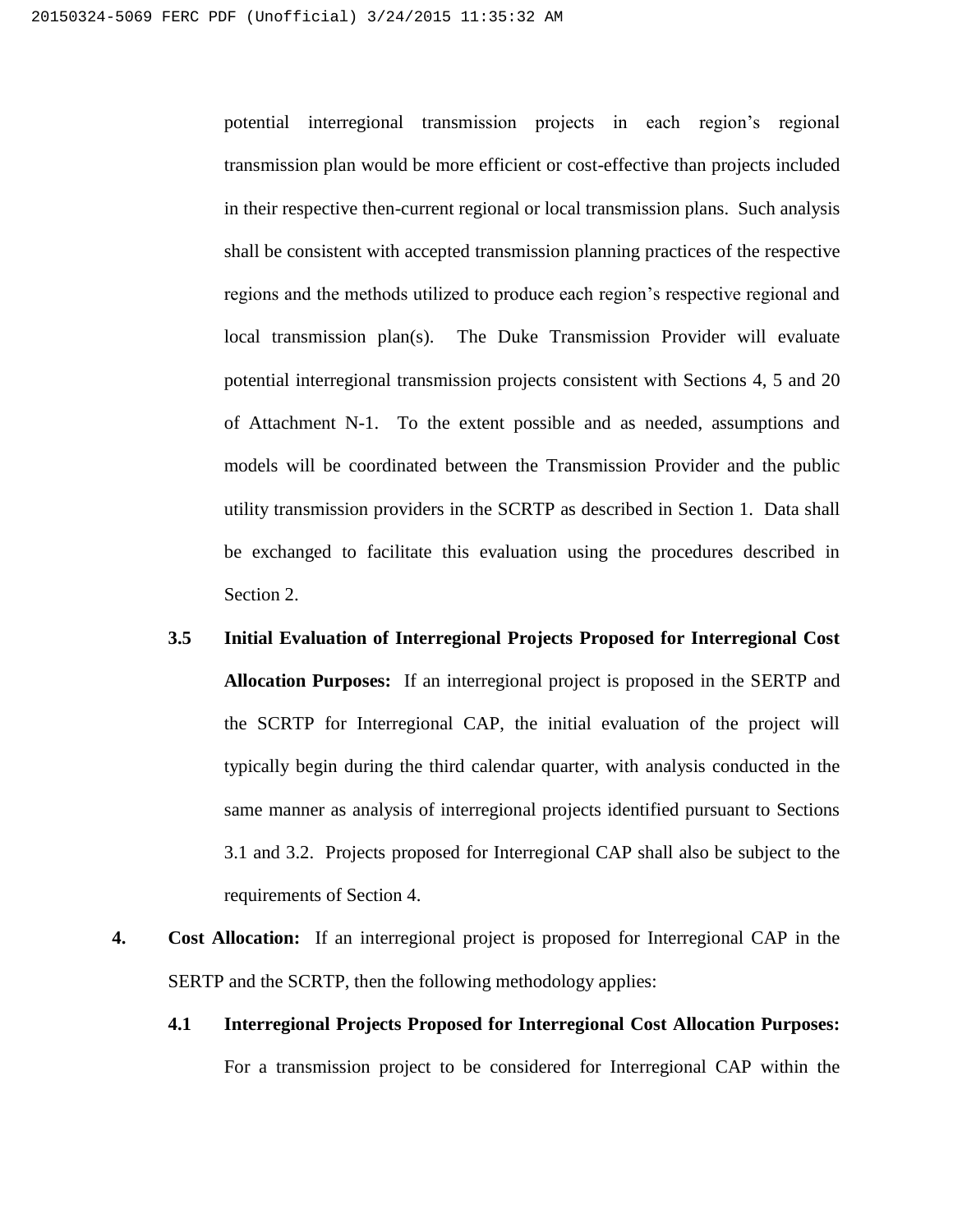potential interregional transmission projects in each region's regional transmission plan would be more efficient or cost-effective than projects included in their respective then-current regional or local transmission plans. Such analysis shall be consistent with accepted transmission planning practices of the respective regions and the methods utilized to produce each region's respective regional and local transmission plan(s). The Duke Transmission Provider will evaluate potential interregional transmission projects consistent with Sections 4, 5 and 20 of Attachment N-1. To the extent possible and as needed, assumptions and models will be coordinated between the Transmission Provider and the public utility transmission providers in the SCRTP as described in Section 1. Data shall be exchanged to facilitate this evaluation using the procedures described in Section 2.

**3.5 Initial Evaluation of Interregional Projects Proposed for Interregional Cost Allocation Purposes:** If an interregional project is proposed in the SERTP and the SCRTP for Interregional CAP, the initial evaluation of the project will typically begin during the third calendar quarter, with analysis conducted in the same manner as analysis of interregional projects identified pursuant to Sections 3.1 and 3.2. Projects proposed for Interregional CAP shall also be subject to the requirements of Section 4.

**4. Cost Allocation:** If an interregional project is proposed for Interregional CAP in the SERTP and the SCRTP, then the following methodology applies:

**4.1 Interregional Projects Proposed for Interregional Cost Allocation Purposes:** For a transmission project to be considered for Interregional CAP within the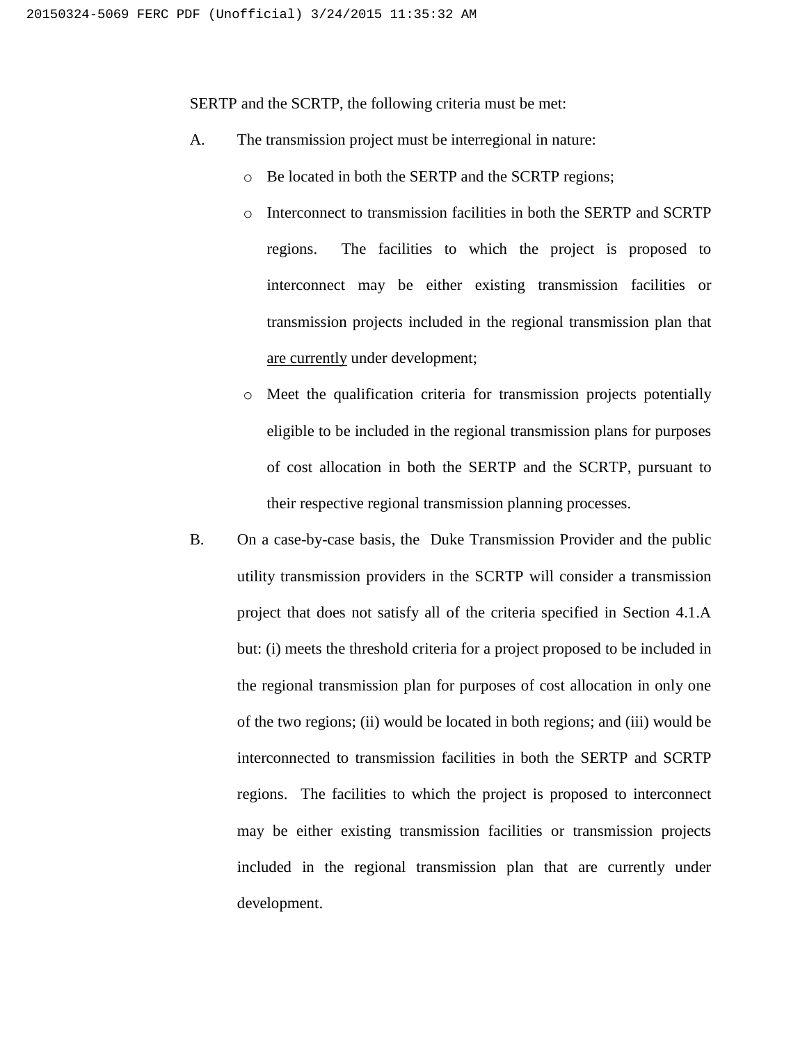SERTP and the SCRTP, the following criteria must be met:

A. The transmission project must be interregional in nature:

- Be located in both the SERTP and the SCRTP regions;
- Interconnect to transmission facilities in both the SERTP and SCRTP regions. The facilities to which the project is proposed to interconnect may be either existing transmission facilities or transmission projects included in the regional transmission plan that <u>are currently</u> under development;
- Meet the qualification criteria for transmission projects potentially eligible to be included in the regional transmission plans for purposes of cost allocation in both the SERTP and the SCRTP, pursuant to their respective regional transmission planning processes.

B. On a case-by-case basis, the Duke Transmission Provider and the public utility transmission providers in the SCRTP will consider a transmission project that does not satisfy all of the criteria specified in Section 4.1.A but: (i) meets the threshold criteria for a project proposed to be included in the regional transmission plan for purposes of cost allocation in only one of the two regions; (ii) would be located in both regions; and (iii) would be interconnected to transmission facilities in both the SERTP and SCRTP regions. The facilities to which the project is proposed to interconnect may be either existing transmission facilities or transmission projects included in the regional transmission plan that are currently under development.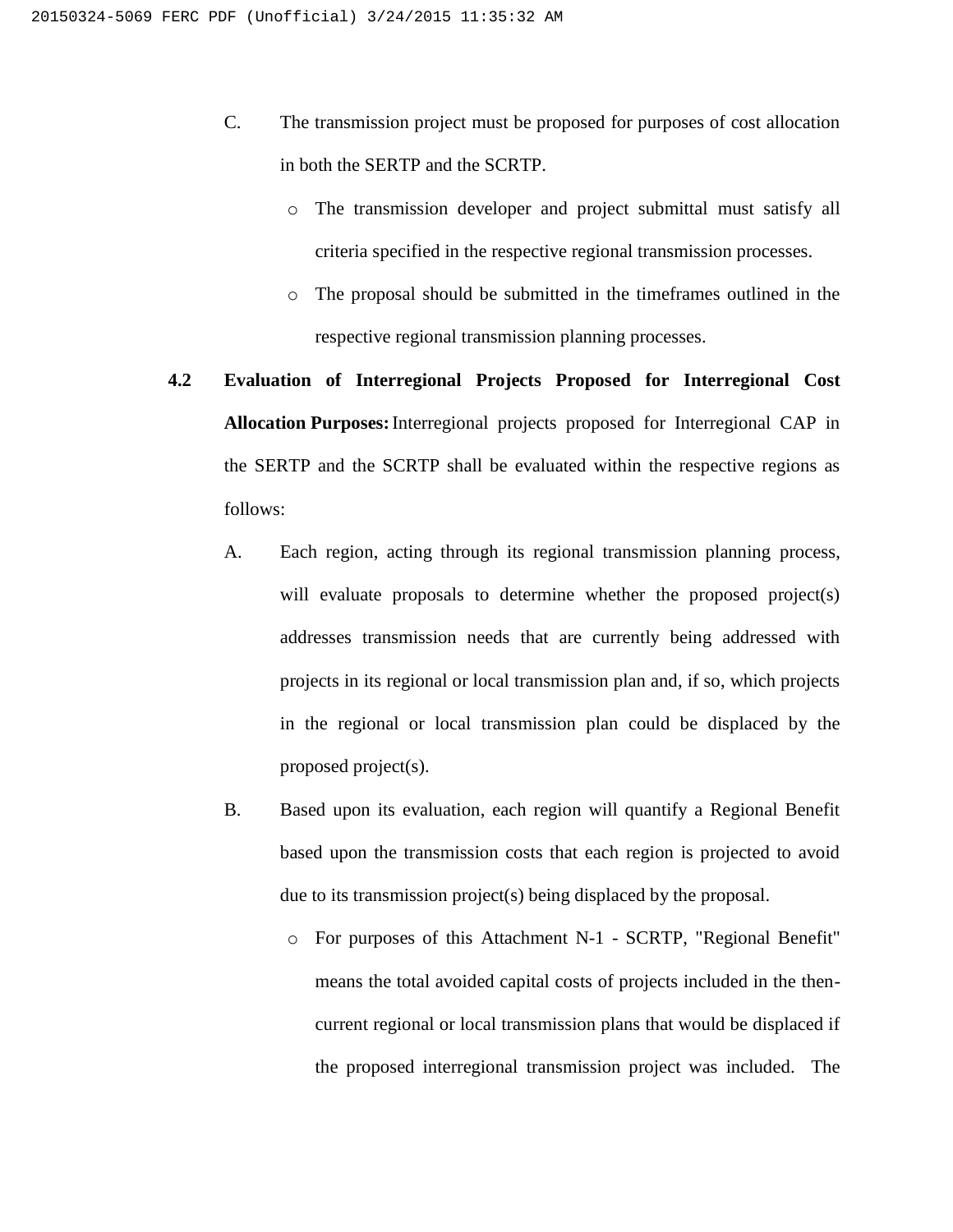C. The transmission project must be proposed for purposes of cost allocation in both the SERTP and the SCRTP.

  - The transmission developer and project submittal must satisfy all criteria specified in the respective regional transmission processes.
  - The proposal should be submitted in the timeframes outlined in the respective regional transmission planning processes.

**4.2 Evaluation of Interregional Projects Proposed for Interregional Cost Allocation Purposes:** Interregional projects proposed for Interregional CAP in the SERTP and the SCRTP shall be evaluated within the respective regions as follows:

A. Each region, acting through its regional transmission planning process, will evaluate proposals to determine whether the proposed project(s) addresses transmission needs that are currently being addressed with projects in its regional or local transmission plan and, if so, which projects in the regional or local transmission plan could be displaced by the proposed project(s).

B. Based upon its evaluation, each region will quantify a Regional Benefit based upon the transmission costs that each region is projected to avoid due to its transmission project(s) being displaced by the proposal.

  - For purposes of this Attachment N-1 - SCRTP, "Regional Benefit" means the total avoided capital costs of projects included in the then-current regional or local transmission plans that would be displaced if the proposed interregional transmission project was included. The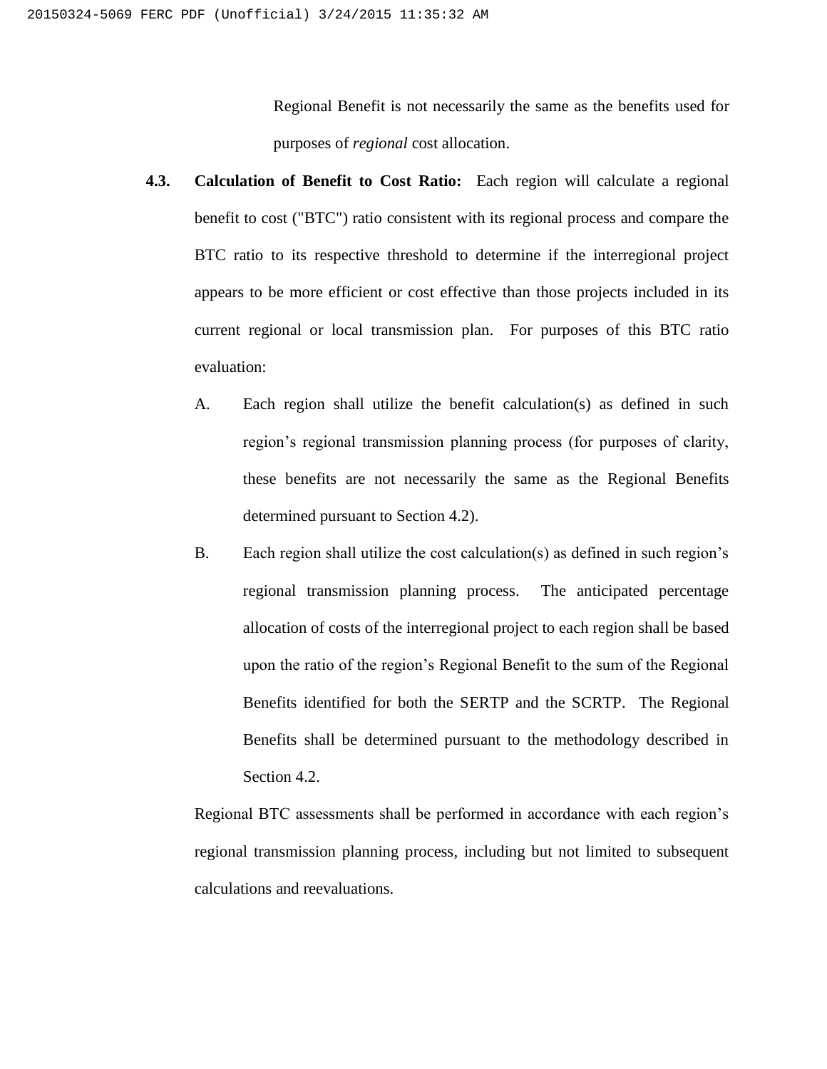Regional Benefit is not necessarily the same as the benefits used for purposes of *regional* cost allocation.

**4.3. Calculation of Benefit to Cost Ratio:** Each region will calculate a regional benefit to cost ("BTC") ratio consistent with its regional process and compare the BTC ratio to its respective threshold to determine if the interregional project appears to be more efficient or cost effective than those projects included in its current regional or local transmission plan. For purposes of this BTC ratio evaluation:

A. Each region shall utilize the benefit calculation(s) as defined in such region's regional transmission planning process (for purposes of clarity, these benefits are not necessarily the same as the Regional Benefits determined pursuant to Section 4.2).

B. Each region shall utilize the cost calculation(s) as defined in such region's regional transmission planning process. The anticipated percentage allocation of costs of the interregional project to each region shall be based upon the ratio of the region's Regional Benefit to the sum of the Regional Benefits identified for both the SERTP and the SCRTP. The Regional Benefits shall be determined pursuant to the methodology described in Section 4.2.

Regional BTC assessments shall be performed in accordance with each region's regional transmission planning process, including but not limited to subsequent calculations and reevaluations.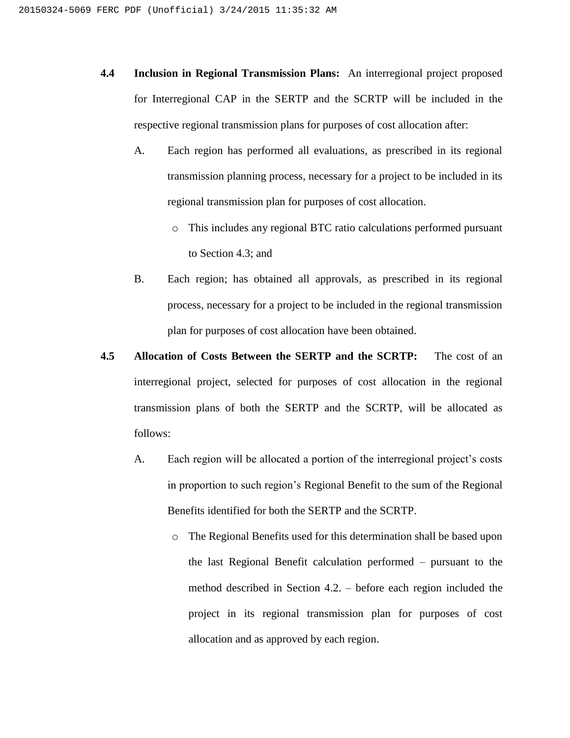**4.4 Inclusion in Regional Transmission Plans:** An interregional project proposed for Interregional CAP in the SERTP and the SCRTP will be included in the respective regional transmission plans for purposes of cost allocation after:

A. Each region has performed all evaluations, as prescribed in its regional transmission planning process, necessary for a project to be included in its regional transmission plan for purposes of cost allocation.

- This includes any regional BTC ratio calculations performed pursuant to Section 4.3; and

B. Each region; has obtained all approvals, as prescribed in its regional process, necessary for a project to be included in the regional transmission plan for purposes of cost allocation have been obtained.

**4.5 Allocation of Costs Between the SERTP and the SCRTP:** The cost of an interregional project, selected for purposes of cost allocation in the regional transmission plans of both the SERTP and the SCRTP, will be allocated as follows:

A. Each region will be allocated a portion of the interregional project's costs in proportion to such region's Regional Benefit to the sum of the Regional Benefits identified for both the SERTP and the SCRTP.

- The Regional Benefits used for this determination shall be based upon the last Regional Benefit calculation performed – pursuant to the method described in Section 4.2. – before each region included the project in its regional transmission plan for purposes of cost allocation and as approved by each region.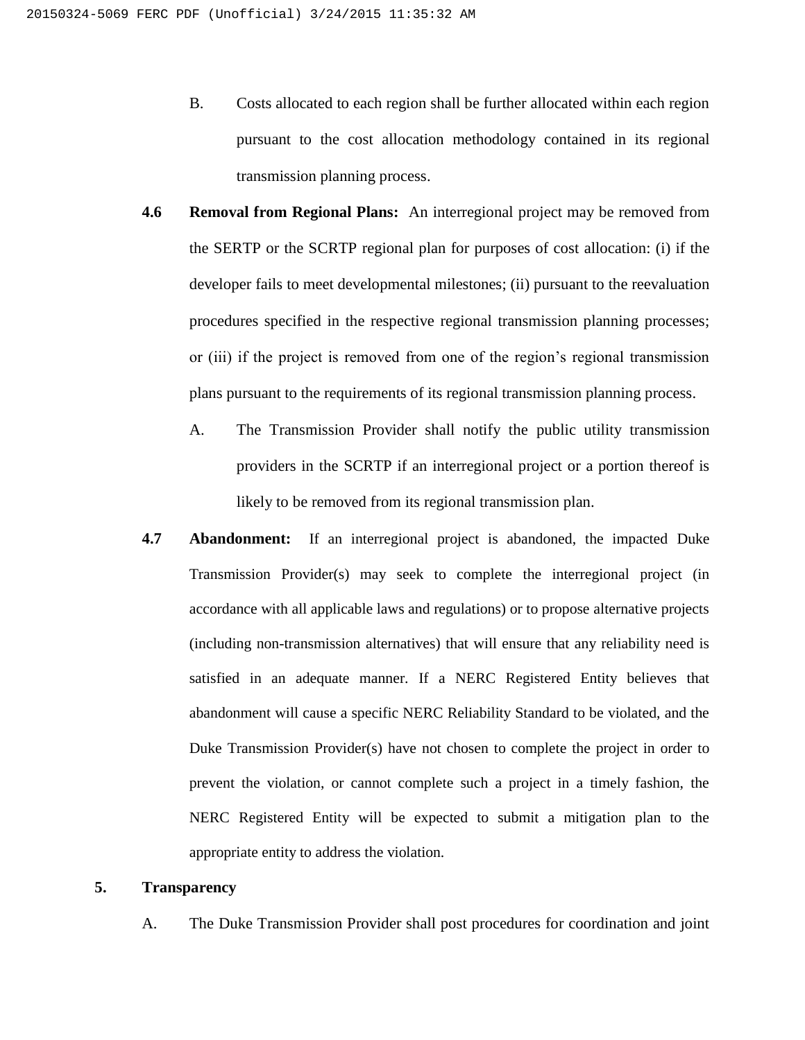B. Costs allocated to each region shall be further allocated within each region pursuant to the cost allocation methodology contained in its regional transmission planning process.

**4.6 Removal from Regional Plans:** An interregional project may be removed from the SERTP or the SCRTP regional plan for purposes of cost allocation: (i) if the developer fails to meet developmental milestones; (ii) pursuant to the reevaluation procedures specified in the respective regional transmission planning processes; or (iii) if the project is removed from one of the region's regional transmission plans pursuant to the requirements of its regional transmission planning process.

A. The Transmission Provider shall notify the public utility transmission providers in the SCRTP if an interregional project or a portion thereof is likely to be removed from its regional transmission plan.

**4.7 Abandonment:** If an interregional project is abandoned, the impacted Duke Transmission Provider(s) may seek to complete the interregional project (in accordance with all applicable laws and regulations) or to propose alternative projects (including non-transmission alternatives) that will ensure that any reliability need is satisfied in an adequate manner. If a NERC Registered Entity believes that abandonment will cause a specific NERC Reliability Standard to be violated, and the Duke Transmission Provider(s) have not chosen to complete the project in order to prevent the violation, or cannot complete such a project in a timely fashion, the NERC Registered Entity will be expected to submit a mitigation plan to the appropriate entity to address the violation.

## 5. Transparency

A. The Duke Transmission Provider shall post procedures for coordination and joint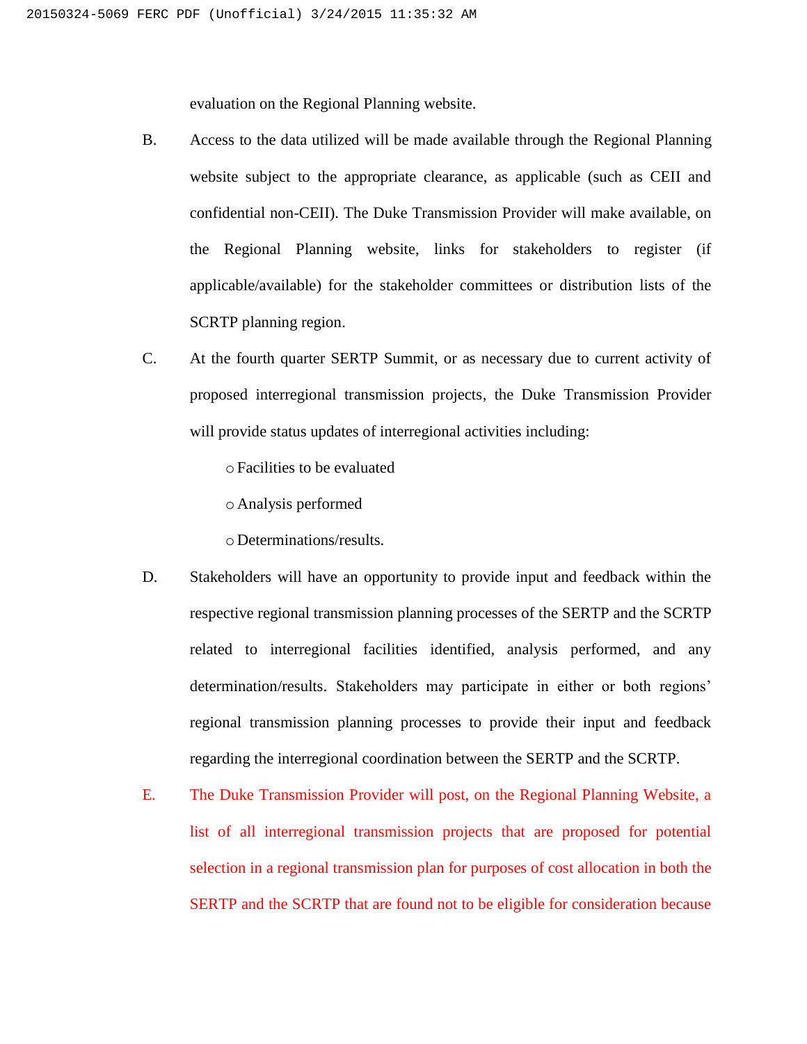evaluation on the Regional Planning website.

B. Access to the data utilized will be made available through the Regional Planning website subject to the appropriate clearance, as applicable (such as CEII and confidential non-CEII). The Duke Transmission Provider will make available, on the Regional Planning website, links for stakeholders to register (if applicable/available) for the stakeholder committees or distribution lists of the SCRTP planning region.

C. At the fourth quarter SERTP Summit, or as necessary due to current activity of proposed interregional transmission projects, the Duke Transmission Provider will provide status updates of interregional activities including:

  - Facilities to be evaluated
  - Analysis performed
  - Determinations/results.

D. Stakeholders will have an opportunity to provide input and feedback within the respective regional transmission planning processes of the SERTP and the SCRTP related to interregional facilities identified, analysis performed, and any determination/results. Stakeholders may participate in either or both regions' regional transmission planning processes to provide their input and feedback regarding the interregional coordination between the SERTP and the SCRTP.

E. The Duke Transmission Provider will post, on the Regional Planning Website, a list of all interregional transmission projects that are proposed for potential selection in a regional transmission plan for purposes of cost allocation in both the SERTP and the SCRTP that are found not to be eligible for consideration because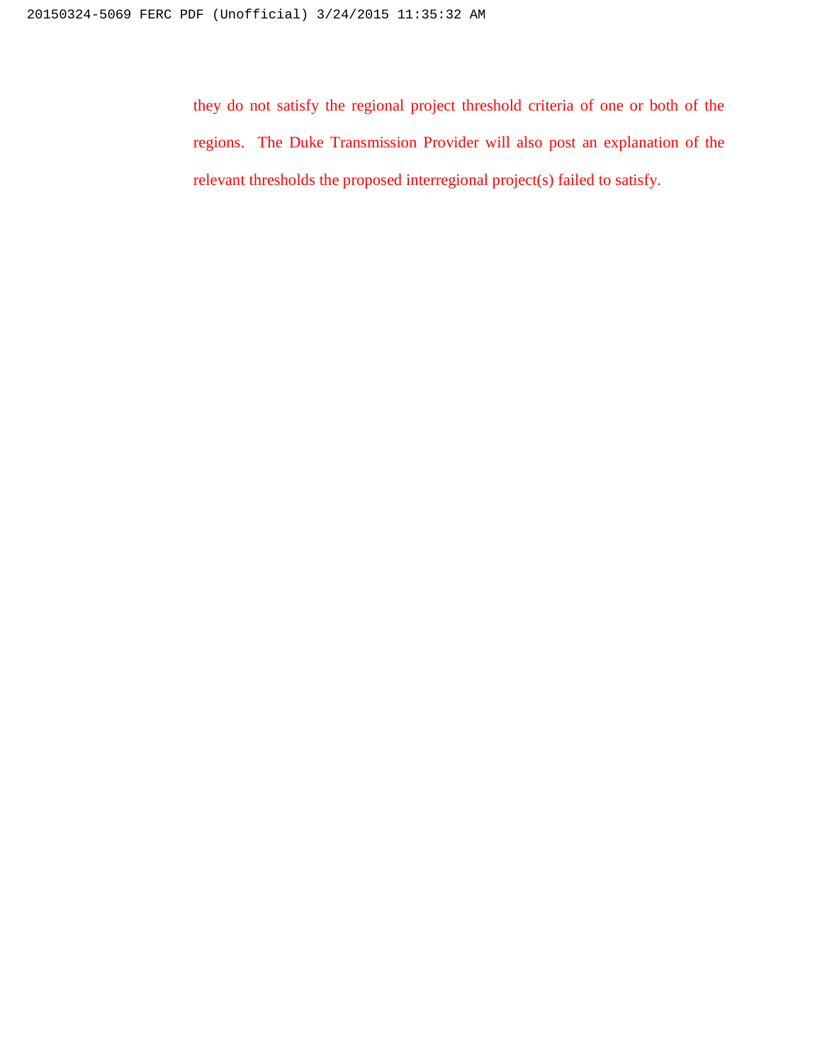they do not satisfy the regional project threshold criteria of one or both of the regions. The Duke Transmission Provider will also post an explanation of the relevant thresholds the proposed interregional project(s) failed to satisfy.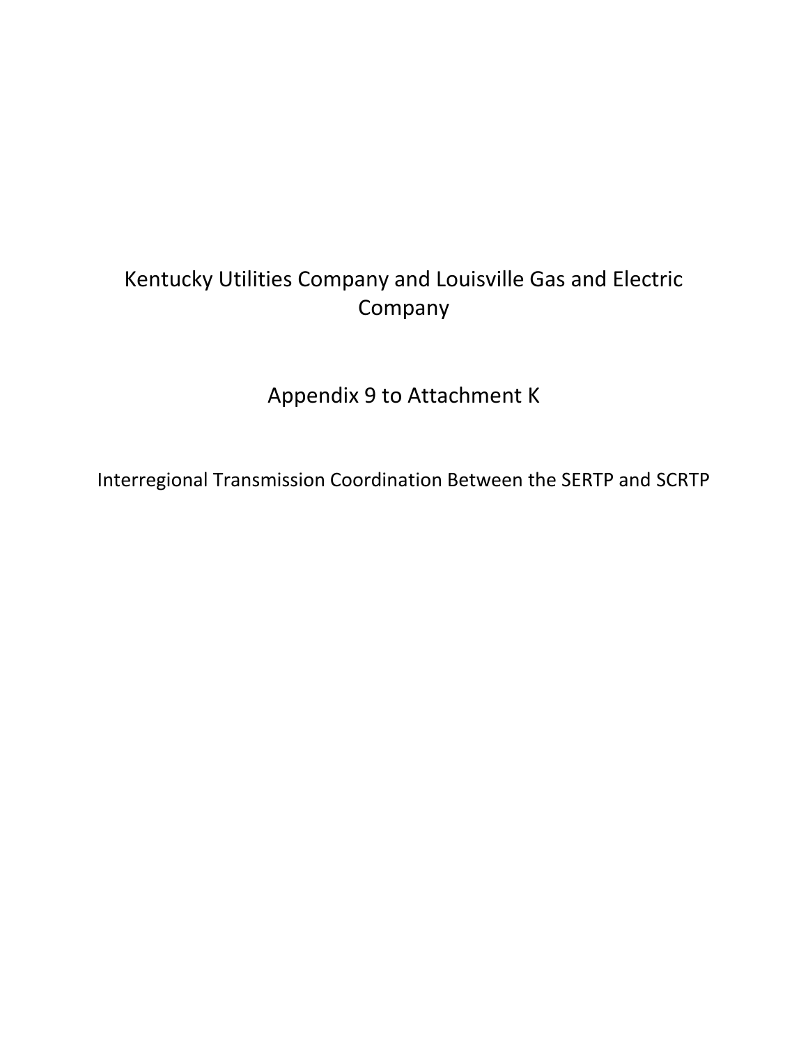# Kentucky Utilities Company and Louisville Gas and Electric Company

## Appendix 9 to Attachment K

### Interregional Transmission Coordination Between the SERTP and SCRTP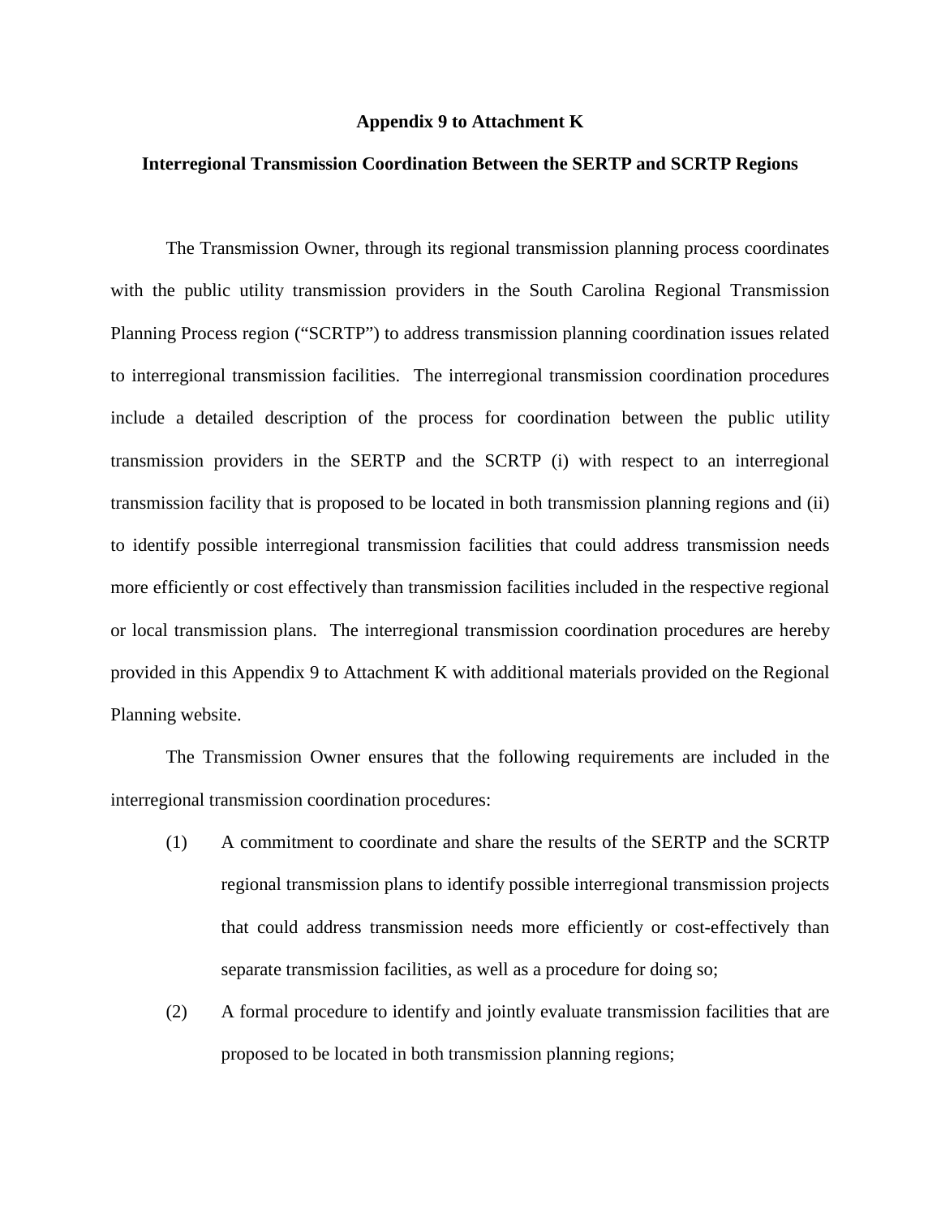**Appendix 9 to Attachment K**

**Interregional Transmission Coordination Between the SERTP and SCRTP Regions**

The Transmission Owner, through its regional transmission planning process coordinates with the public utility transmission providers in the South Carolina Regional Transmission Planning Process region ("SCRTP") to address transmission planning coordination issues related to interregional transmission facilities. The interregional transmission coordination procedures include a detailed description of the process for coordination between the public utility transmission providers in the SERTP and the SCRTP (i) with respect to an interregional transmission facility that is proposed to be located in both transmission planning regions and (ii) to identify possible interregional transmission facilities that could address transmission needs more efficiently or cost effectively than transmission facilities included in the respective regional or local transmission plans. The interregional transmission coordination procedures are hereby provided in this Appendix 9 to Attachment K with additional materials provided on the Regional Planning website.

The Transmission Owner ensures that the following requirements are included in the interregional transmission coordination procedures:

(1) A commitment to coordinate and share the results of the SERTP and the SCRTP regional transmission plans to identify possible interregional transmission projects that could address transmission needs more efficiently or cost-effectively than separate transmission facilities, as well as a procedure for doing so;

(2) A formal procedure to identify and jointly evaluate transmission facilities that are proposed to be located in both transmission planning regions;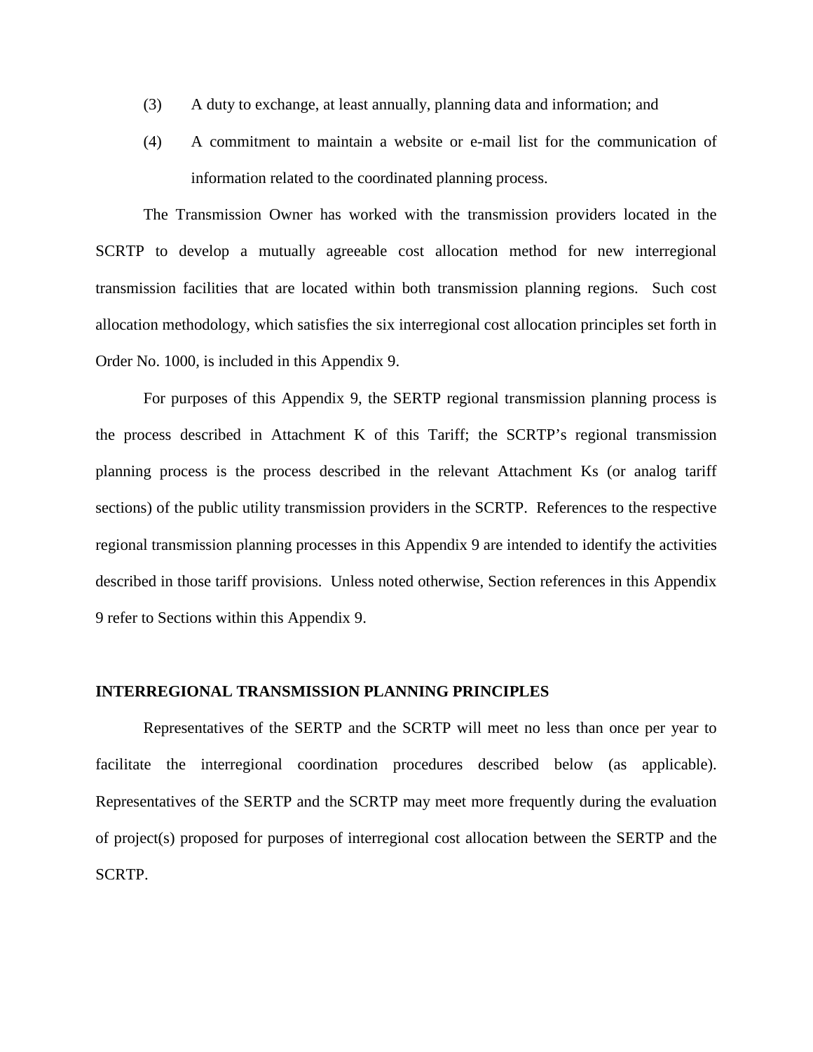(3) A duty to exchange, at least annually, planning data and information; and

(4) A commitment to maintain a website or e-mail list for the communication of information related to the coordinated planning process.

The Transmission Owner has worked with the transmission providers located in the SCRTP to develop a mutually agreeable cost allocation method for new interregional transmission facilities that are located within both transmission planning regions. Such cost allocation methodology, which satisfies the six interregional cost allocation principles set forth in Order No. 1000, is included in this Appendix 9.

For purposes of this Appendix 9, the SERTP regional transmission planning process is the process described in Attachment K of this Tariff; the SCRTP's regional transmission planning process is the process described in the relevant Attachment Ks (or analog tariff sections) of the public utility transmission providers in the SCRTP. References to the respective regional transmission planning processes in this Appendix 9 are intended to identify the activities described in those tariff provisions. Unless noted otherwise, Section references in this Appendix 9 refer to Sections within this Appendix 9.

**INTERREGIONAL TRANSMISSION PLANNING PRINCIPLES**

Representatives of the SERTP and the SCRTP will meet no less than once per year to facilitate the interregional coordination procedures described below (as applicable). Representatives of the SERTP and the SCRTP may meet more frequently during the evaluation of project(s) proposed for purposes of interregional cost allocation between the SERTP and the SCRTP.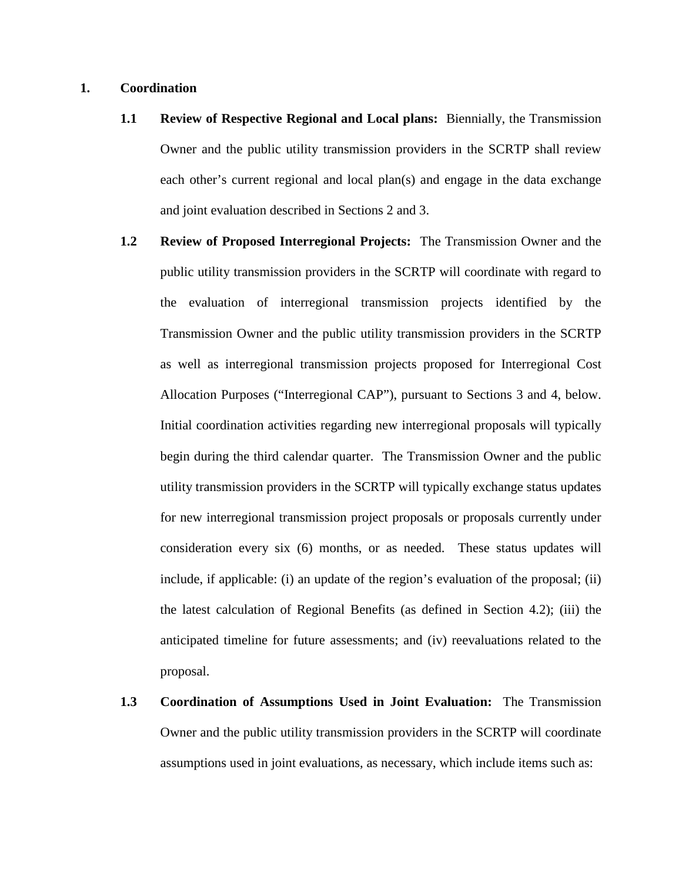## 1. Coordination

**1.1 Review of Respective Regional and Local plans:** Biennially, the Transmission Owner and the public utility transmission providers in the SCRTP shall review each other's current regional and local plan(s) and engage in the data exchange and joint evaluation described in Sections 2 and 3.

**1.2 Review of Proposed Interregional Projects:** The Transmission Owner and the public utility transmission providers in the SCRTP will coordinate with regard to the evaluation of interregional transmission projects identified by the Transmission Owner and the public utility transmission providers in the SCRTP as well as interregional transmission projects proposed for Interregional Cost Allocation Purposes ("Interregional CAP"), pursuant to Sections 3 and 4, below. Initial coordination activities regarding new interregional proposals will typically begin during the third calendar quarter. The Transmission Owner and the public utility transmission providers in the SCRTP will typically exchange status updates for new interregional transmission project proposals or proposals currently under consideration every six (6) months, or as needed. These status updates will include, if applicable: (i) an update of the region's evaluation of the proposal; (ii) the latest calculation of Regional Benefits (as defined in Section 4.2); (iii) the anticipated timeline for future assessments; and (iv) reevaluations related to the proposal.

**1.3 Coordination of Assumptions Used in Joint Evaluation:** The Transmission Owner and the public utility transmission providers in the SCRTP will coordinate assumptions used in joint evaluations, as necessary, which include items such as: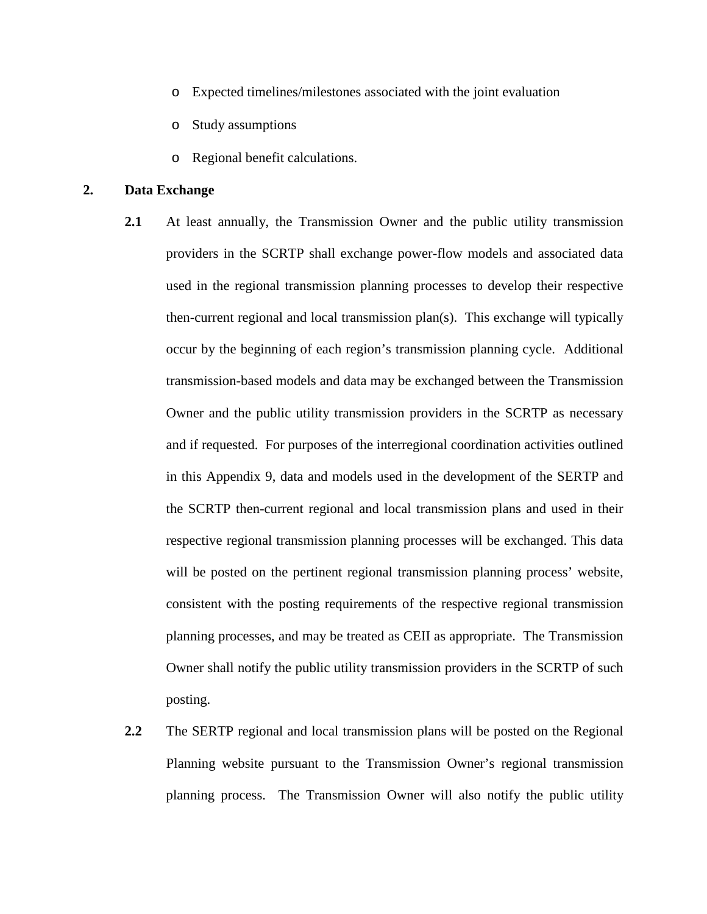- Expected timelines/milestones associated with the joint evaluation
- Study assumptions
- Regional benefit calculations.

## 2. Data Exchange

**2.1** At least annually, the Transmission Owner and the public utility transmission providers in the SCRTP shall exchange power-flow models and associated data used in the regional transmission planning processes to develop their respective then-current regional and local transmission plan(s). This exchange will typically occur by the beginning of each region's transmission planning cycle. Additional transmission-based models and data may be exchanged between the Transmission Owner and the public utility transmission providers in the SCRTP as necessary and if requested. For purposes of the interregional coordination activities outlined in this Appendix 9, data and models used in the development of the SERTP and the SCRTP then-current regional and local transmission plans and used in their respective regional transmission planning processes will be exchanged. This data will be posted on the pertinent regional transmission planning process' website, consistent with the posting requirements of the respective regional transmission planning processes, and may be treated as CEII as appropriate. The Transmission Owner shall notify the public utility transmission providers in the SCRTP of such posting.

**2.2** The SERTP regional and local transmission plans will be posted on the Regional Planning website pursuant to the Transmission Owner's regional transmission planning process. The Transmission Owner will also notify the public utility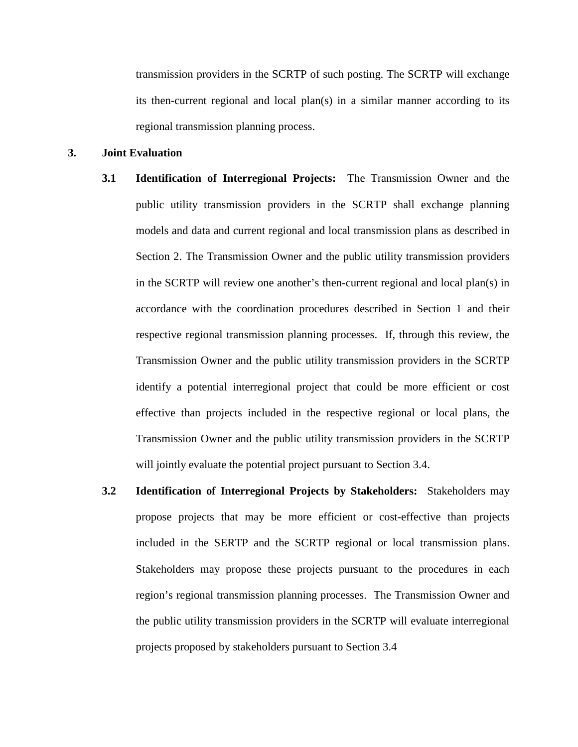transmission providers in the SCRTP of such posting. The SCRTP will exchange its then-current regional and local plan(s) in a similar manner according to its regional transmission planning process.

## 3. Joint Evaluation

**3.1 Identification of Interregional Projects:** The Transmission Owner and the public utility transmission providers in the SCRTP shall exchange planning models and data and current regional and local transmission plans as described in Section 2. The Transmission Owner and the public utility transmission providers in the SCRTP will review one another's then-current regional and local plan(s) in accordance with the coordination procedures described in Section 1 and their respective regional transmission planning processes. If, through this review, the Transmission Owner and the public utility transmission providers in the SCRTP identify a potential interregional project that could be more efficient or cost effective than projects included in the respective regional or local plans, the Transmission Owner and the public utility transmission providers in the SCRTP will jointly evaluate the potential project pursuant to Section 3.4.

**3.2 Identification of Interregional Projects by Stakeholders:** Stakeholders may propose projects that may be more efficient or cost-effective than projects included in the SERTP and the SCRTP regional or local transmission plans. Stakeholders may propose these projects pursuant to the procedures in each region's regional transmission planning processes. The Transmission Owner and the public utility transmission providers in the SCRTP will evaluate interregional projects proposed by stakeholders pursuant to Section 3.4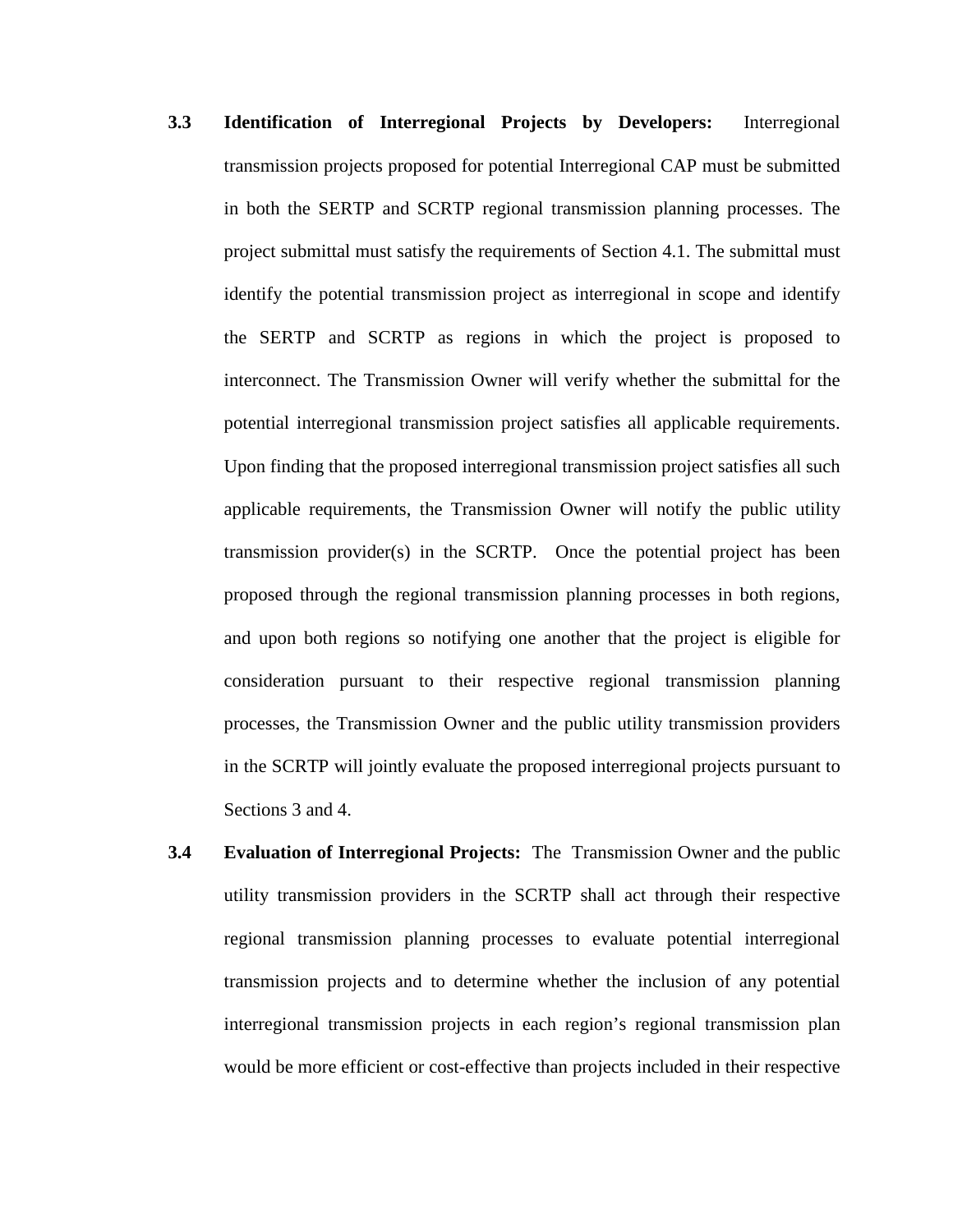**3.3 Identification of Interregional Projects by Developers:** Interregional transmission projects proposed for potential Interregional CAP must be submitted in both the SERTP and SCRTP regional transmission planning processes. The project submittal must satisfy the requirements of Section 4.1. The submittal must identify the potential transmission project as interregional in scope and identify the SERTP and SCRTP as regions in which the project is proposed to interconnect. The Transmission Owner will verify whether the submittal for the potential interregional transmission project satisfies all applicable requirements. Upon finding that the proposed interregional transmission project satisfies all such applicable requirements, the Transmission Owner will notify the public utility transmission provider(s) in the SCRTP. Once the potential project has been proposed through the regional transmission planning processes in both regions, and upon both regions so notifying one another that the project is eligible for consideration pursuant to their respective regional transmission planning processes, the Transmission Owner and the public utility transmission providers in the SCRTP will jointly evaluate the proposed interregional projects pursuant to Sections 3 and 4.

**3.4 Evaluation of Interregional Projects:** The Transmission Owner and the public utility transmission providers in the SCRTP shall act through their respective regional transmission planning processes to evaluate potential interregional transmission projects and to determine whether the inclusion of any potential interregional transmission projects in each region's regional transmission plan would be more efficient or cost-effective than projects included in their respective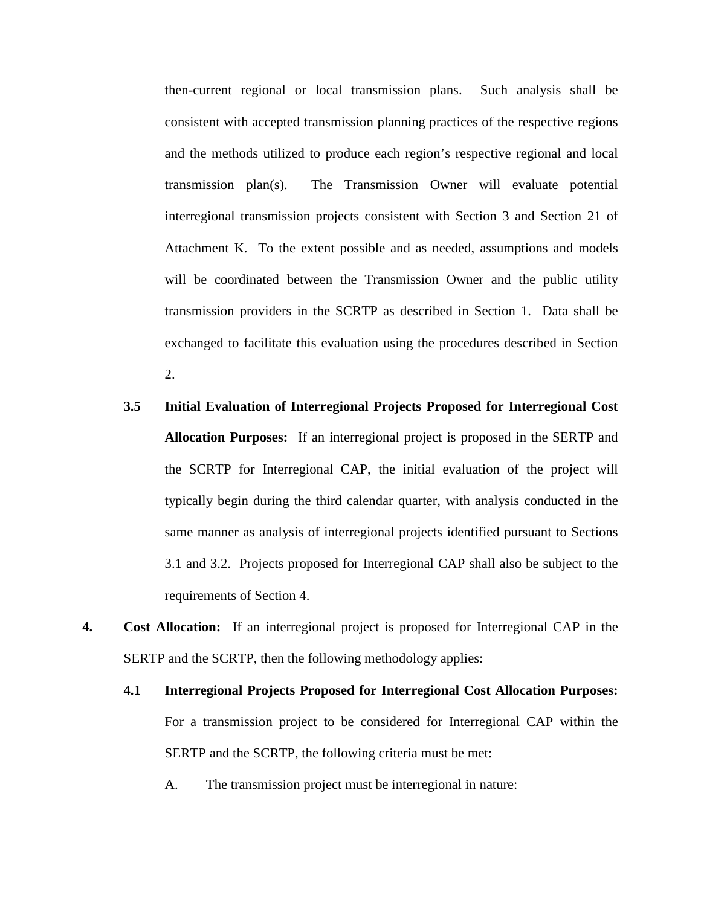then-current regional or local transmission plans. Such analysis shall be consistent with accepted transmission planning practices of the respective regions and the methods utilized to produce each region's respective regional and local transmission plan(s). The Transmission Owner will evaluate potential interregional transmission projects consistent with Section 3 and Section 21 of Attachment K. To the extent possible and as needed, assumptions and models will be coordinated between the Transmission Owner and the public utility transmission providers in the SCRTP as described in Section 1. Data shall be exchanged to facilitate this evaluation using the procedures described in Section 2.

**3.5 Initial Evaluation of Interregional Projects Proposed for Interregional Cost Allocation Purposes:** If an interregional project is proposed in the SERTP and the SCRTP for Interregional CAP, the initial evaluation of the project will typically begin during the third calendar quarter, with analysis conducted in the same manner as analysis of interregional projects identified pursuant to Sections 3.1 and 3.2. Projects proposed for Interregional CAP shall also be subject to the requirements of Section 4.

**4. Cost Allocation:** If an interregional project is proposed for Interregional CAP in the SERTP and the SCRTP, then the following methodology applies:

**4.1 Interregional Projects Proposed for Interregional Cost Allocation Purposes:** For a transmission project to be considered for Interregional CAP within the SERTP and the SCRTP, the following criteria must be met:

A. The transmission project must be interregional in nature: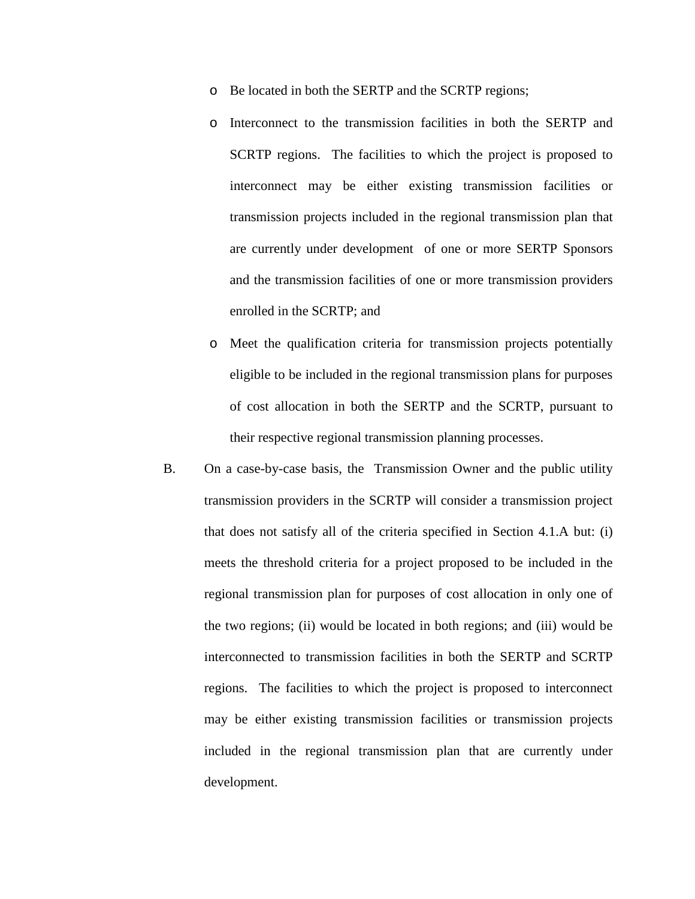- Be located in both the SERTP and the SCRTP regions;
- Interconnect to the transmission facilities in both the SERTP and SCRTP regions. The facilities to which the project is proposed to interconnect may be either existing transmission facilities or transmission projects included in the regional transmission plan that are currently under development of one or more SERTP Sponsors and the transmission facilities of one or more transmission providers enrolled in the SCRTP; and
- Meet the qualification criteria for transmission projects potentially eligible to be included in the regional transmission plans for purposes of cost allocation in both the SERTP and the SCRTP, pursuant to their respective regional transmission planning processes.

B. On a case-by-case basis, the Transmission Owner and the public utility transmission providers in the SCRTP will consider a transmission project that does not satisfy all of the criteria specified in Section 4.1.A but: (i) meets the threshold criteria for a project proposed to be included in the regional transmission plan for purposes of cost allocation in only one of the two regions; (ii) would be located in both regions; and (iii) would be interconnected to transmission facilities in both the SERTP and SCRTP regions. The facilities to which the project is proposed to interconnect may be either existing transmission facilities or transmission projects included in the regional transmission plan that are currently under development.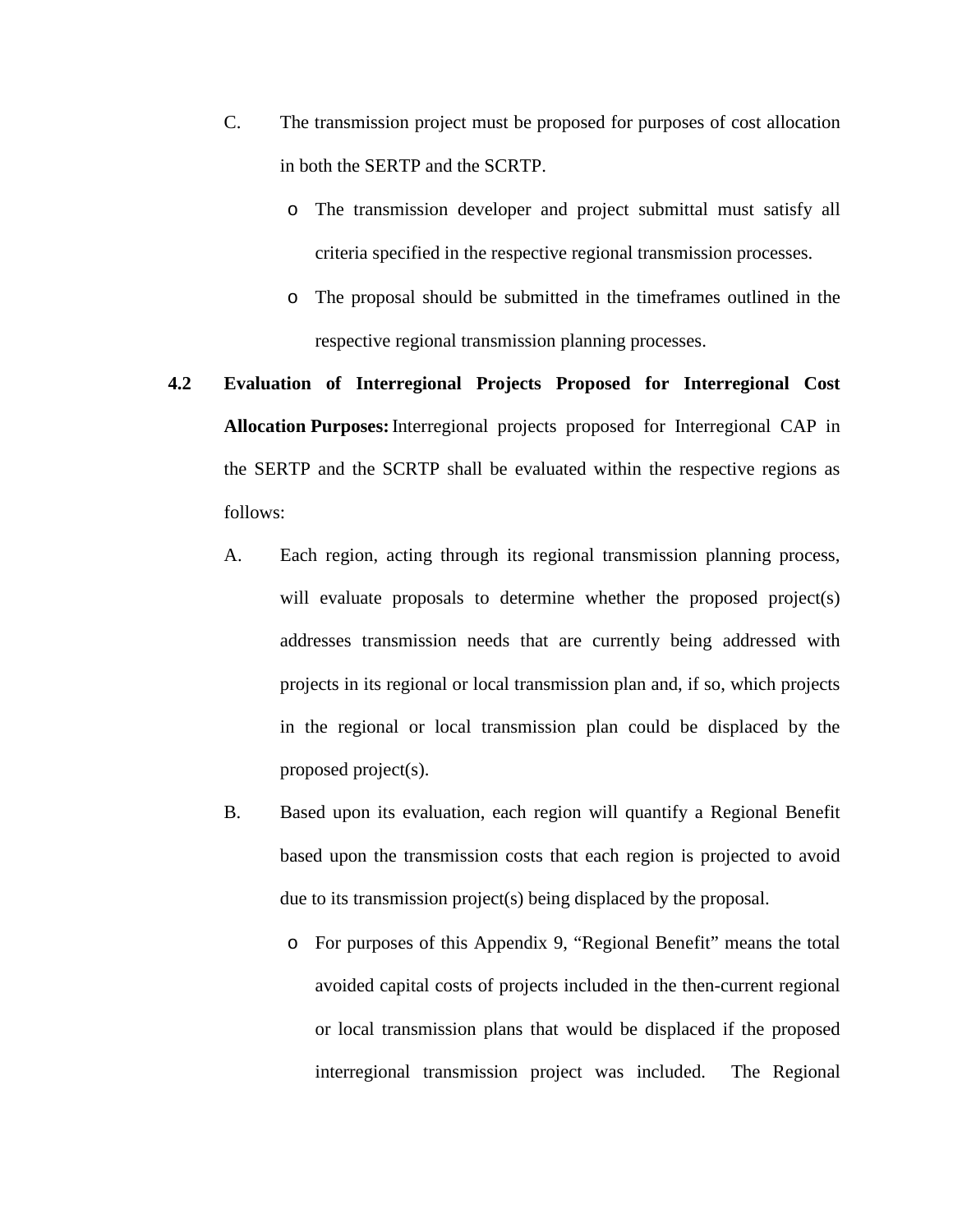C. The transmission project must be proposed for purposes of cost allocation in both the SERTP and the SCRTP.

- The transmission developer and project submittal must satisfy all criteria specified in the respective regional transmission processes.
- The proposal should be submitted in the timeframes outlined in the respective regional transmission planning processes.

**4.2 Evaluation of Interregional Projects Proposed for Interregional Cost Allocation Purposes:** Interregional projects proposed for Interregional CAP in the SERTP and the SCRTP shall be evaluated within the respective regions as follows:

A. Each region, acting through its regional transmission planning process, will evaluate proposals to determine whether the proposed project(s) addresses transmission needs that are currently being addressed with projects in its regional or local transmission plan and, if so, which projects in the regional or local transmission plan could be displaced by the proposed project(s).

B. Based upon its evaluation, each region will quantify a Regional Benefit based upon the transmission costs that each region is projected to avoid due to its transmission project(s) being displaced by the proposal.

- For purposes of this Appendix 9, "Regional Benefit" means the total avoided capital costs of projects included in the then-current regional or local transmission plans that would be displaced if the proposed interregional transmission project was included. The Regional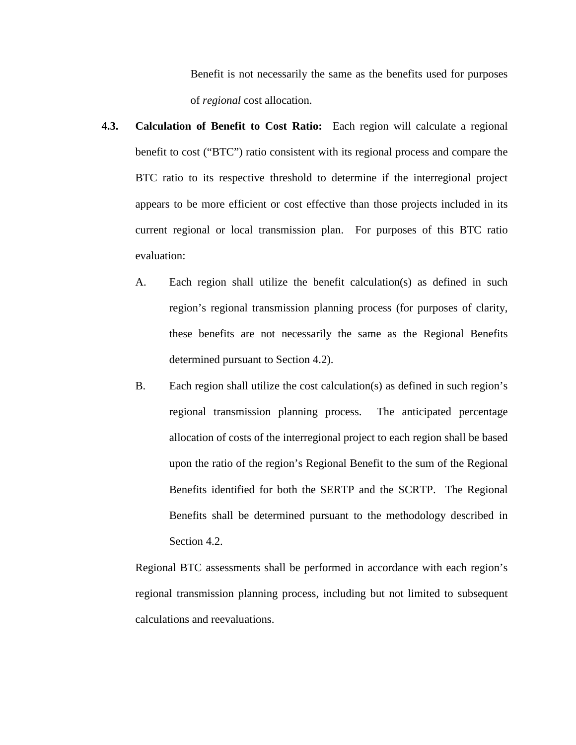Benefit is not necessarily the same as the benefits used for purposes of *regional* cost allocation.

**4.3. Calculation of Benefit to Cost Ratio:** Each region will calculate a regional benefit to cost ("BTC") ratio consistent with its regional process and compare the BTC ratio to its respective threshold to determine if the interregional project appears to be more efficient or cost effective than those projects included in its current regional or local transmission plan. For purposes of this BTC ratio evaluation:

A. Each region shall utilize the benefit calculation(s) as defined in such region's regional transmission planning process (for purposes of clarity, these benefits are not necessarily the same as the Regional Benefits determined pursuant to Section 4.2).

B. Each region shall utilize the cost calculation(s) as defined in such region's regional transmission planning process. The anticipated percentage allocation of costs of the interregional project to each region shall be based upon the ratio of the region's Regional Benefit to the sum of the Regional Benefits identified for both the SERTP and the SCRTP. The Regional Benefits shall be determined pursuant to the methodology described in Section 4.2.

Regional BTC assessments shall be performed in accordance with each region's regional transmission planning process, including but not limited to subsequent calculations and reevaluations.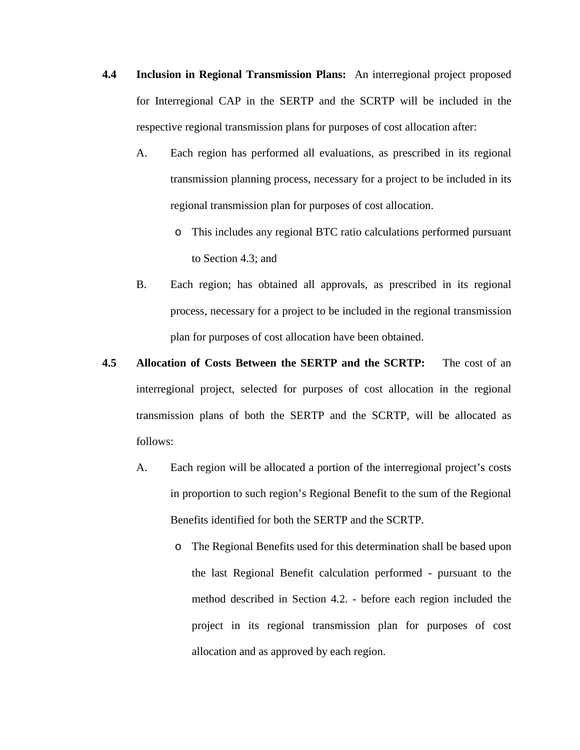**4.4 Inclusion in Regional Transmission Plans:** An interregional project proposed for Interregional CAP in the SERTP and the SCRTP will be included in the respective regional transmission plans for purposes of cost allocation after:

A. Each region has performed all evaluations, as prescribed in its regional transmission planning process, necessary for a project to be included in its regional transmission plan for purposes of cost allocation.

- This includes any regional BTC ratio calculations performed pursuant to Section 4.3; and

B. Each region; has obtained all approvals, as prescribed in its regional process, necessary for a project to be included in the regional transmission plan for purposes of cost allocation have been obtained.

**4.5 Allocation of Costs Between the SERTP and the SCRTP:** The cost of an interregional project, selected for purposes of cost allocation in the regional transmission plans of both the SERTP and the SCRTP, will be allocated as follows:

A. Each region will be allocated a portion of the interregional project's costs in proportion to such region's Regional Benefit to the sum of the Regional Benefits identified for both the SERTP and the SCRTP.

- The Regional Benefits used for this determination shall be based upon the last Regional Benefit calculation performed - pursuant to the method described in Section 4.2. - before each region included the project in its regional transmission plan for purposes of cost allocation and as approved by each region.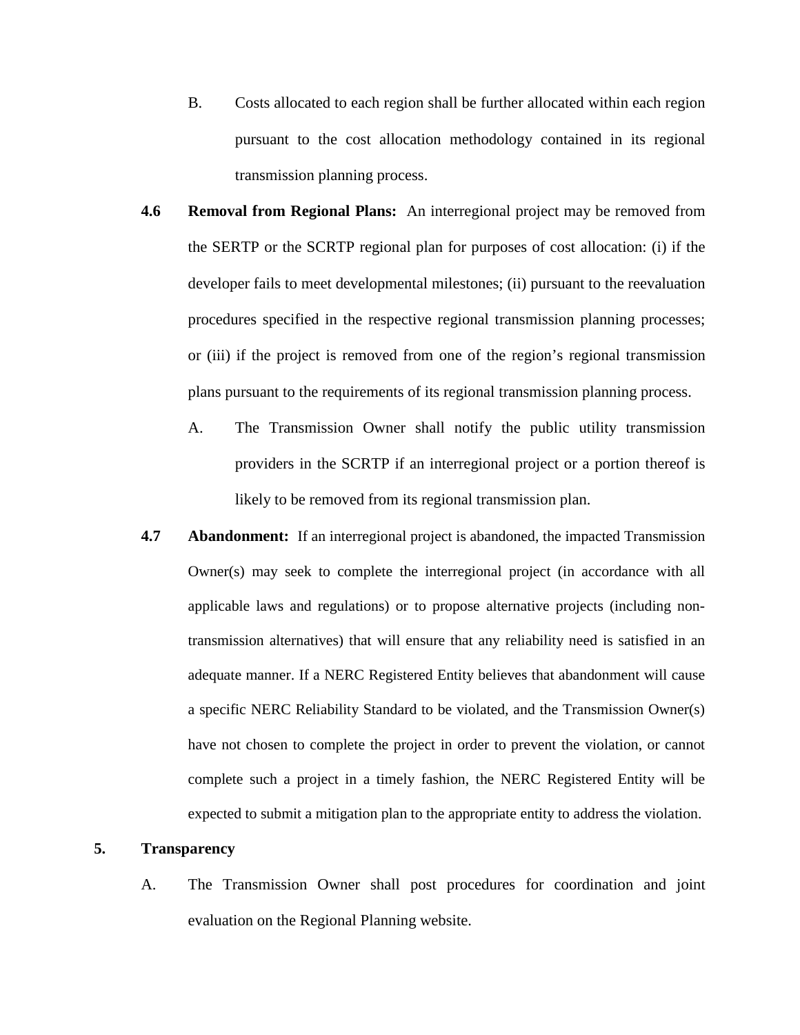B. Costs allocated to each region shall be further allocated within each region pursuant to the cost allocation methodology contained in its regional transmission planning process.

**4.6 Removal from Regional Plans:** An interregional project may be removed from the SERTP or the SCRTP regional plan for purposes of cost allocation: (i) if the developer fails to meet developmental milestones; (ii) pursuant to the reevaluation procedures specified in the respective regional transmission planning processes; or (iii) if the project is removed from one of the region's regional transmission plans pursuant to the requirements of its regional transmission planning process.

A. The Transmission Owner shall notify the public utility transmission providers in the SCRTP if an interregional project or a portion thereof is likely to be removed from its regional transmission plan.

**4.7 Abandonment:** If an interregional project is abandoned, the impacted Transmission Owner(s) may seek to complete the interregional project (in accordance with all applicable laws and regulations) or to propose alternative projects (including non-transmission alternatives) that will ensure that any reliability need is satisfied in an adequate manner. If a NERC Registered Entity believes that abandonment will cause a specific NERC Reliability Standard to be violated, and the Transmission Owner(s) have not chosen to complete the project in order to prevent the violation, or cannot complete such a project in a timely fashion, the NERC Registered Entity will be expected to submit a mitigation plan to the appropriate entity to address the violation.

## 5. Transparency

A. The Transmission Owner shall post procedures for coordination and joint evaluation on the Regional Planning website.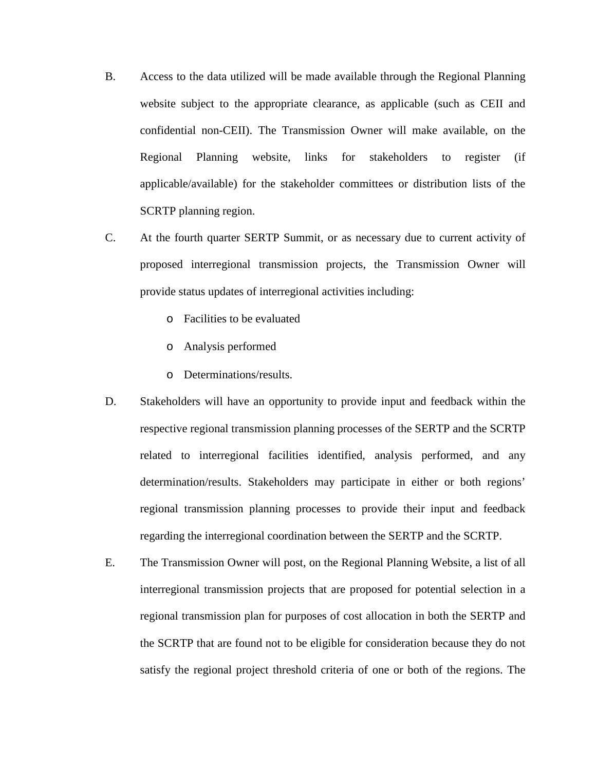B. Access to the data utilized will be made available through the Regional Planning website subject to the appropriate clearance, as applicable (such as CEII and confidential non-CEII). The Transmission Owner will make available, on the Regional Planning website, links for stakeholders to register (if applicable/available) for the stakeholder committees or distribution lists of the SCRTP planning region.

C. At the fourth quarter SERTP Summit, or as necessary due to current activity of proposed interregional transmission projects, the Transmission Owner will provide status updates of interregional activities including:

- Facilities to be evaluated
- Analysis performed
- Determinations/results.

D. Stakeholders will have an opportunity to provide input and feedback within the respective regional transmission planning processes of the SERTP and the SCRTP related to interregional facilities identified, analysis performed, and any determination/results. Stakeholders may participate in either or both regions' regional transmission planning processes to provide their input and feedback regarding the interregional coordination between the SERTP and the SCRTP.

E. The Transmission Owner will post, on the Regional Planning Website, a list of all interregional transmission projects that are proposed for potential selection in a regional transmission plan for purposes of cost allocation in both the SERTP and the SCRTP that are found not to be eligible for consideration because they do not satisfy the regional project threshold criteria of one or both of the regions. The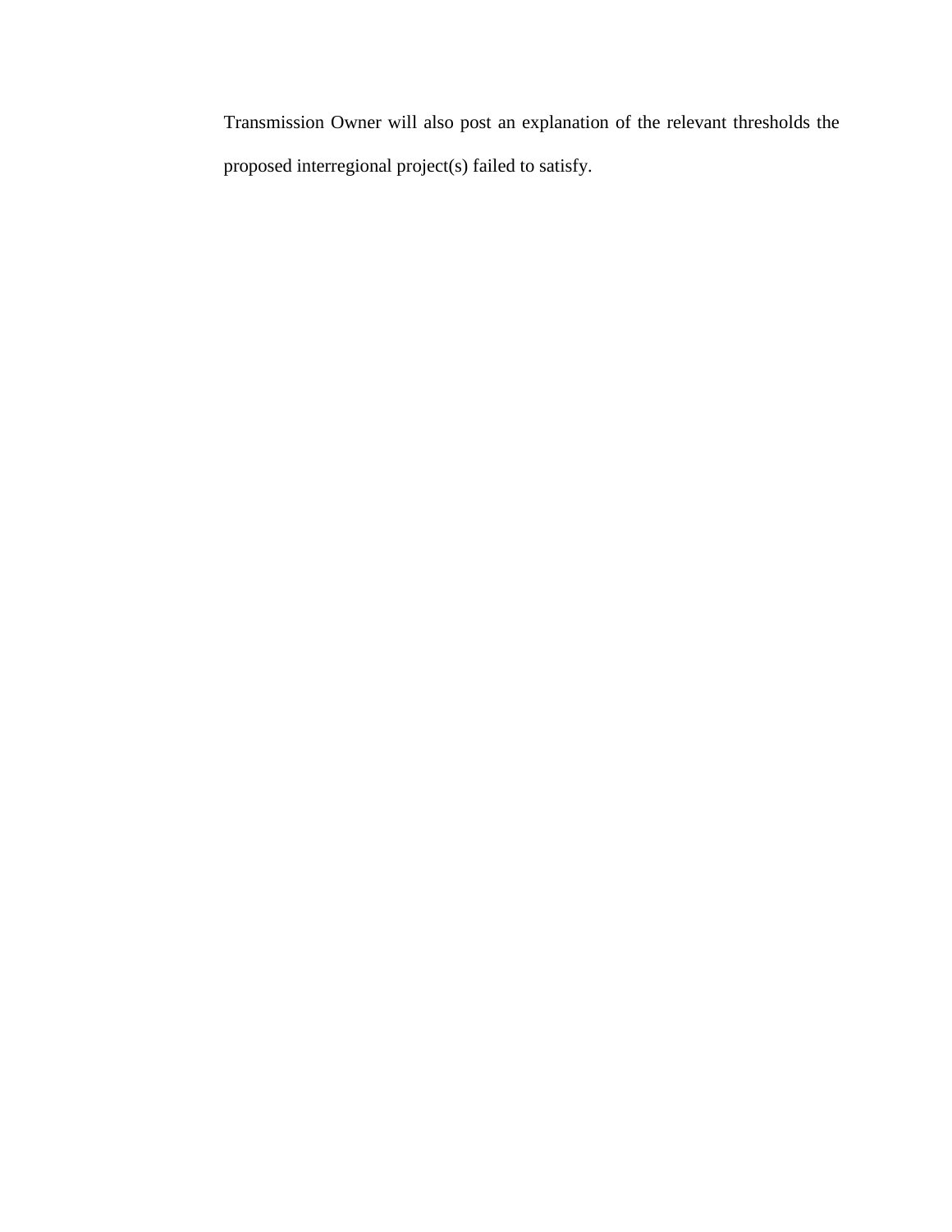Transmission Owner will also post an explanation of the relevant thresholds the proposed interregional project(s) failed to satisfy.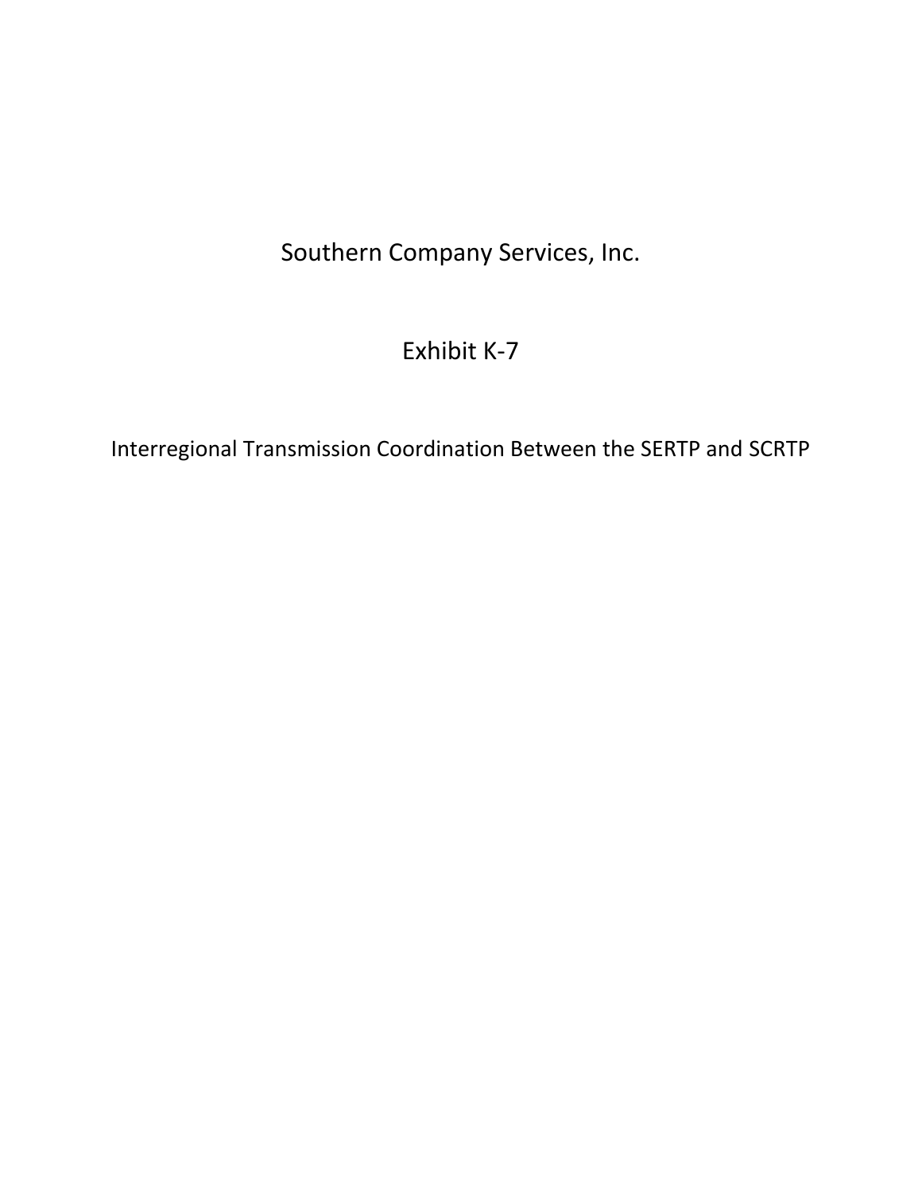# Southern Company Services, Inc.

## Exhibit K-7

### Interregional Transmission Coordination Between the SERTP and SCRTP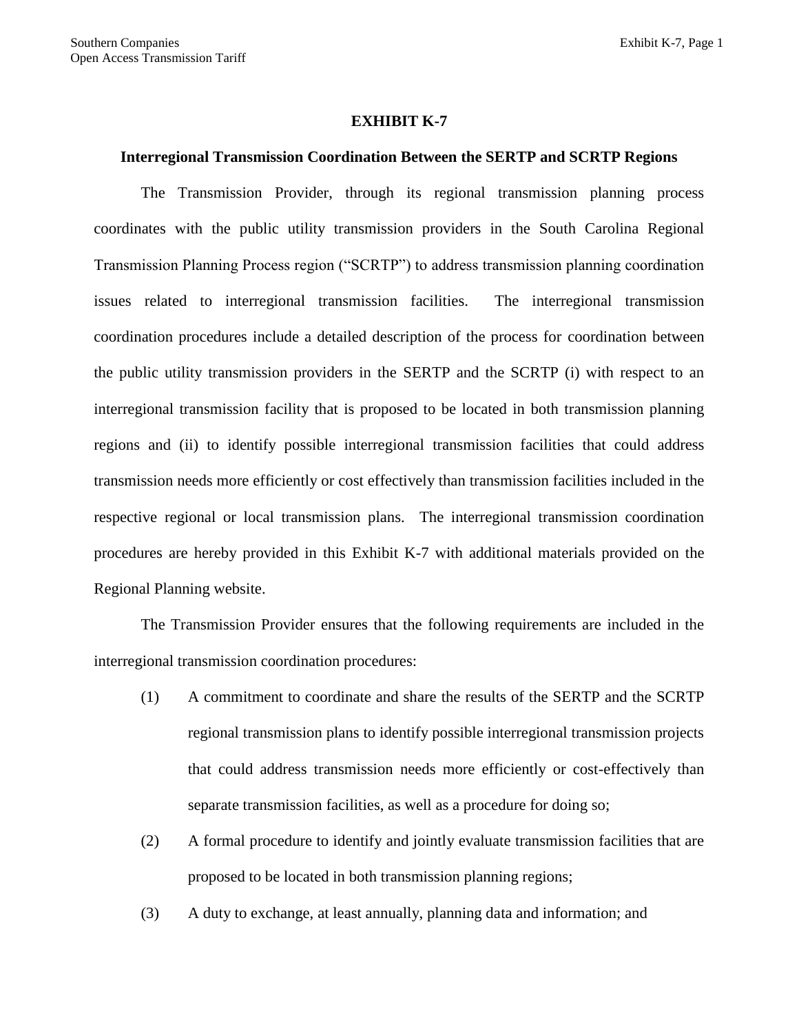**EXHIBIT K-7**

**Interregional Transmission Coordination Between the SERTP and SCRTP Regions**

The Transmission Provider, through its regional transmission planning process coordinates with the public utility transmission providers in the South Carolina Regional Transmission Planning Process region (“SCRTP”) to address transmission planning coordination issues related to interregional transmission facilities. The interregional transmission coordination procedures include a detailed description of the process for coordination between the public utility transmission providers in the SERTP and the SCRTP (i) with respect to an interregional transmission facility that is proposed to be located in both transmission planning regions and (ii) to identify possible interregional transmission facilities that could address transmission needs more efficiently or cost effectively than transmission facilities included in the respective regional or local transmission plans. The interregional transmission coordination procedures are hereby provided in this Exhibit K-7 with additional materials provided on the Regional Planning website.

The Transmission Provider ensures that the following requirements are included in the interregional transmission coordination procedures:

(1) A commitment to coordinate and share the results of the SERTP and the SCRTP regional transmission plans to identify possible interregional transmission projects that could address transmission needs more efficiently or cost-effectively than separate transmission facilities, as well as a procedure for doing so;

(2) A formal procedure to identify and jointly evaluate transmission facilities that are proposed to be located in both transmission planning regions;

(3) A duty to exchange, at least annually, planning data and information; and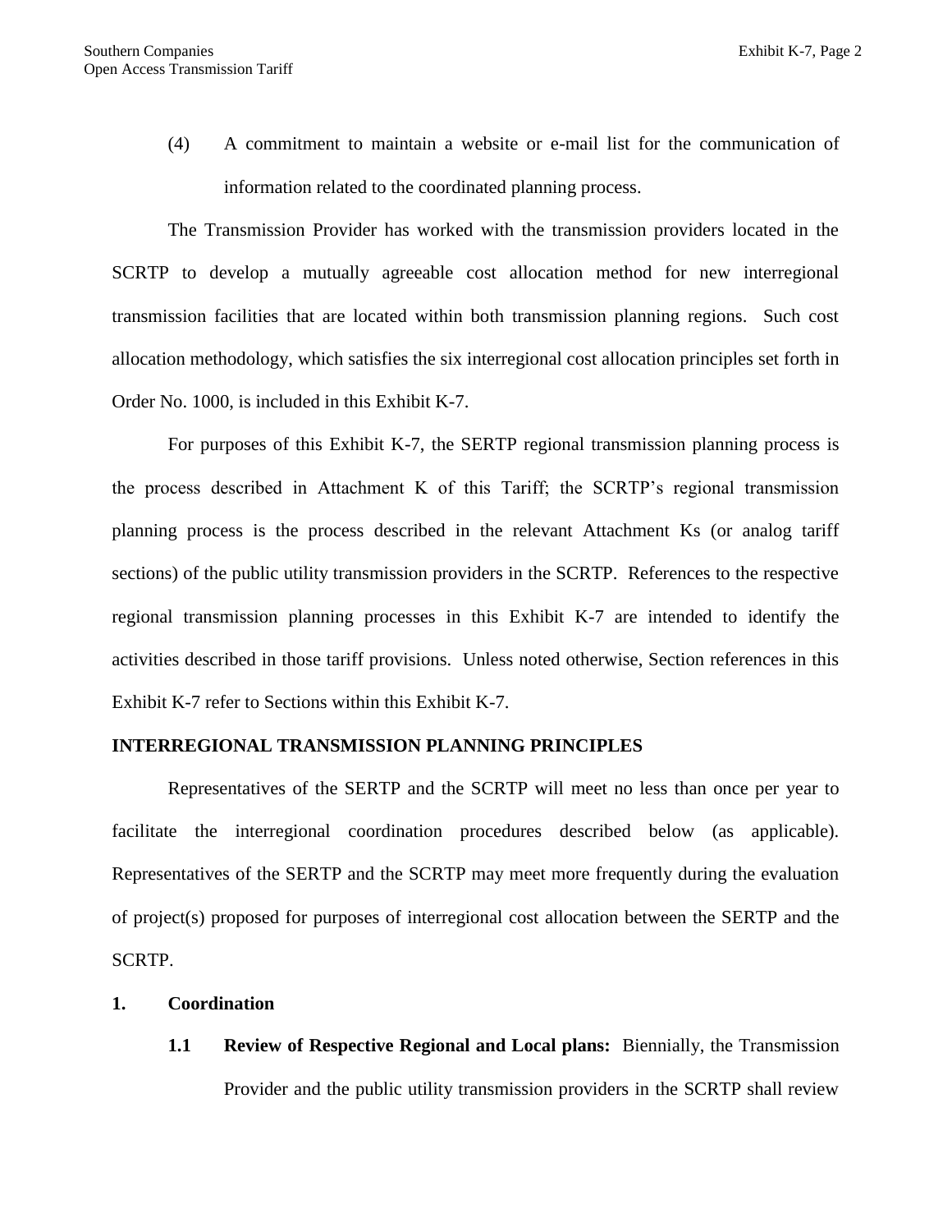(4) A commitment to maintain a website or e-mail list for the communication of information related to the coordinated planning process.

The Transmission Provider has worked with the transmission providers located in the SCRTP to develop a mutually agreeable cost allocation method for new interregional transmission facilities that are located within both transmission planning regions. Such cost allocation methodology, which satisfies the six interregional cost allocation principles set forth in Order No. 1000, is included in this Exhibit K-7.

For purposes of this Exhibit K-7, the SERTP regional transmission planning process is the process described in Attachment K of this Tariff; the SCRTP's regional transmission planning process is the process described in the relevant Attachment Ks (or analog tariff sections) of the public utility transmission providers in the SCRTP. References to the respective regional transmission planning processes in this Exhibit K-7 are intended to identify the activities described in those tariff provisions. Unless noted otherwise, Section references in this Exhibit K-7 refer to Sections within this Exhibit K-7.

## INTERREGIONAL TRANSMISSION PLANNING PRINCIPLES

Representatives of the SERTP and the SCRTP will meet no less than once per year to facilitate the interregional coordination procedures described below (as applicable). Representatives of the SERTP and the SCRTP may meet more frequently during the evaluation of project(s) proposed for purposes of interregional cost allocation between the SERTP and the SCRTP.

### 1. Coordination

**1.1 Review of Respective Regional and Local plans:** Biennially, the Transmission Provider and the public utility transmission providers in the SCRTP shall review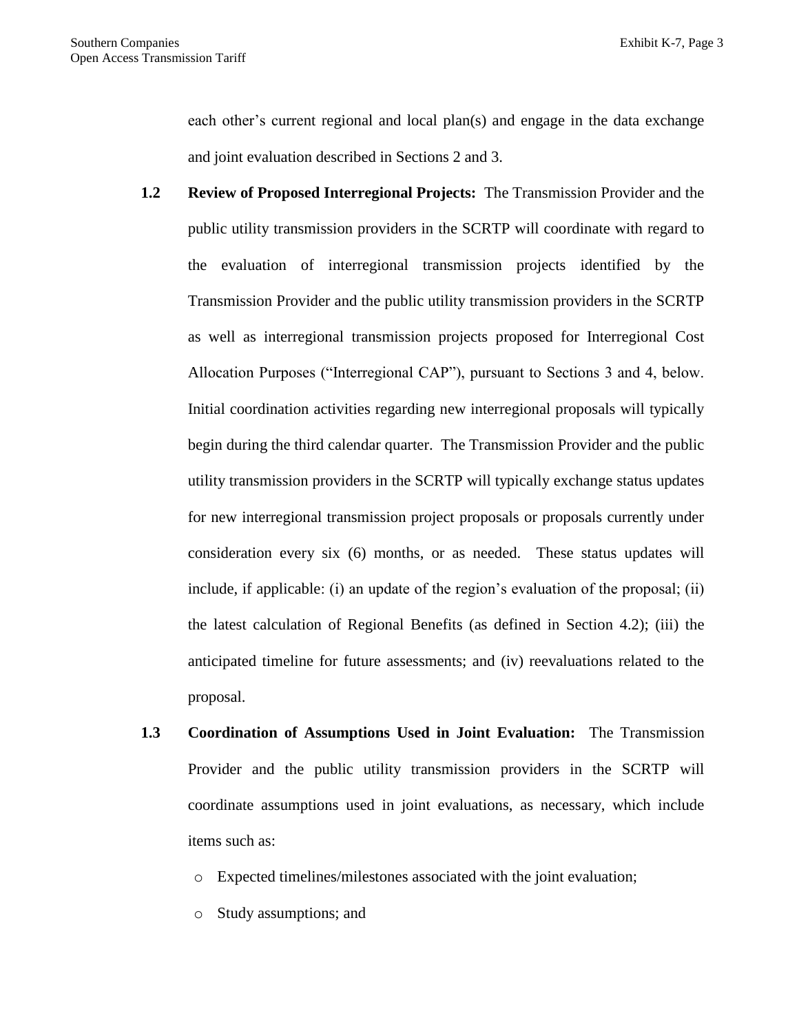each other's current regional and local plan(s) and engage in the data exchange and joint evaluation described in Sections 2 and 3.

**1.2 Review of Proposed Interregional Projects:** The Transmission Provider and the public utility transmission providers in the SCRTP will coordinate with regard to the evaluation of interregional transmission projects identified by the Transmission Provider and the public utility transmission providers in the SCRTP as well as interregional transmission projects proposed for Interregional Cost Allocation Purposes ("Interregional CAP"), pursuant to Sections 3 and 4, below. Initial coordination activities regarding new interregional proposals will typically begin during the third calendar quarter. The Transmission Provider and the public utility transmission providers in the SCRTP will typically exchange status updates for new interregional transmission project proposals or proposals currently under consideration every six (6) months, or as needed. These status updates will include, if applicable: (i) an update of the region's evaluation of the proposal; (ii) the latest calculation of Regional Benefits (as defined in Section 4.2); (iii) the anticipated timeline for future assessments; and (iv) reevaluations related to the proposal.

**1.3 Coordination of Assumptions Used in Joint Evaluation:** The Transmission Provider and the public utility transmission providers in the SCRTP will coordinate assumptions used in joint evaluations, as necessary, which include items such as:

- Expected timelines/milestones associated with the joint evaluation;
- Study assumptions; and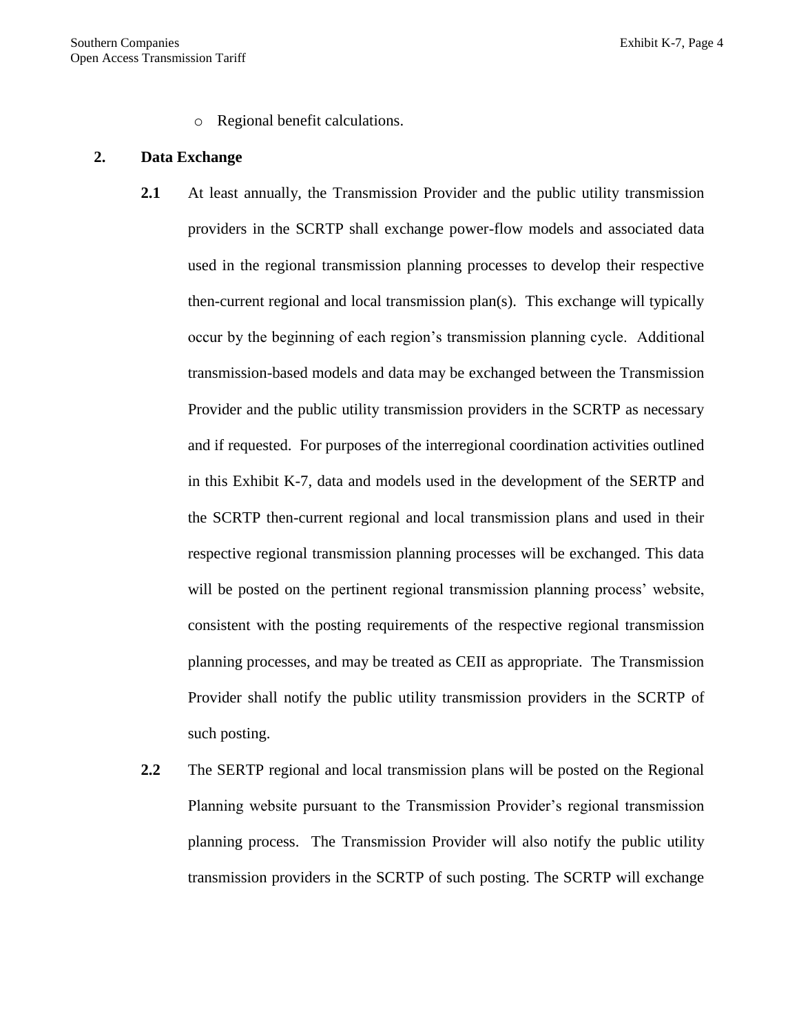- Regional benefit calculations.

**2. Data Exchange**

**2.1** At least annually, the Transmission Provider and the public utility transmission providers in the SCRTP shall exchange power-flow models and associated data used in the regional transmission planning processes to develop their respective then-current regional and local transmission plan(s). This exchange will typically occur by the beginning of each region's transmission planning cycle. Additional transmission-based models and data may be exchanged between the Transmission Provider and the public utility transmission providers in the SCRTP as necessary and if requested. For purposes of the interregional coordination activities outlined in this Exhibit K-7, data and models used in the development of the SERTP and the SCRTP then-current regional and local transmission plans and used in their respective regional transmission planning processes will be exchanged. This data will be posted on the pertinent regional transmission planning process' website, consistent with the posting requirements of the respective regional transmission planning processes, and may be treated as CEII as appropriate. The Transmission Provider shall notify the public utility transmission providers in the SCRTP of such posting.

**2.2** The SERTP regional and local transmission plans will be posted on the Regional Planning website pursuant to the Transmission Provider's regional transmission planning process. The Transmission Provider will also notify the public utility transmission providers in the SCRTP of such posting. The SCRTP will exchange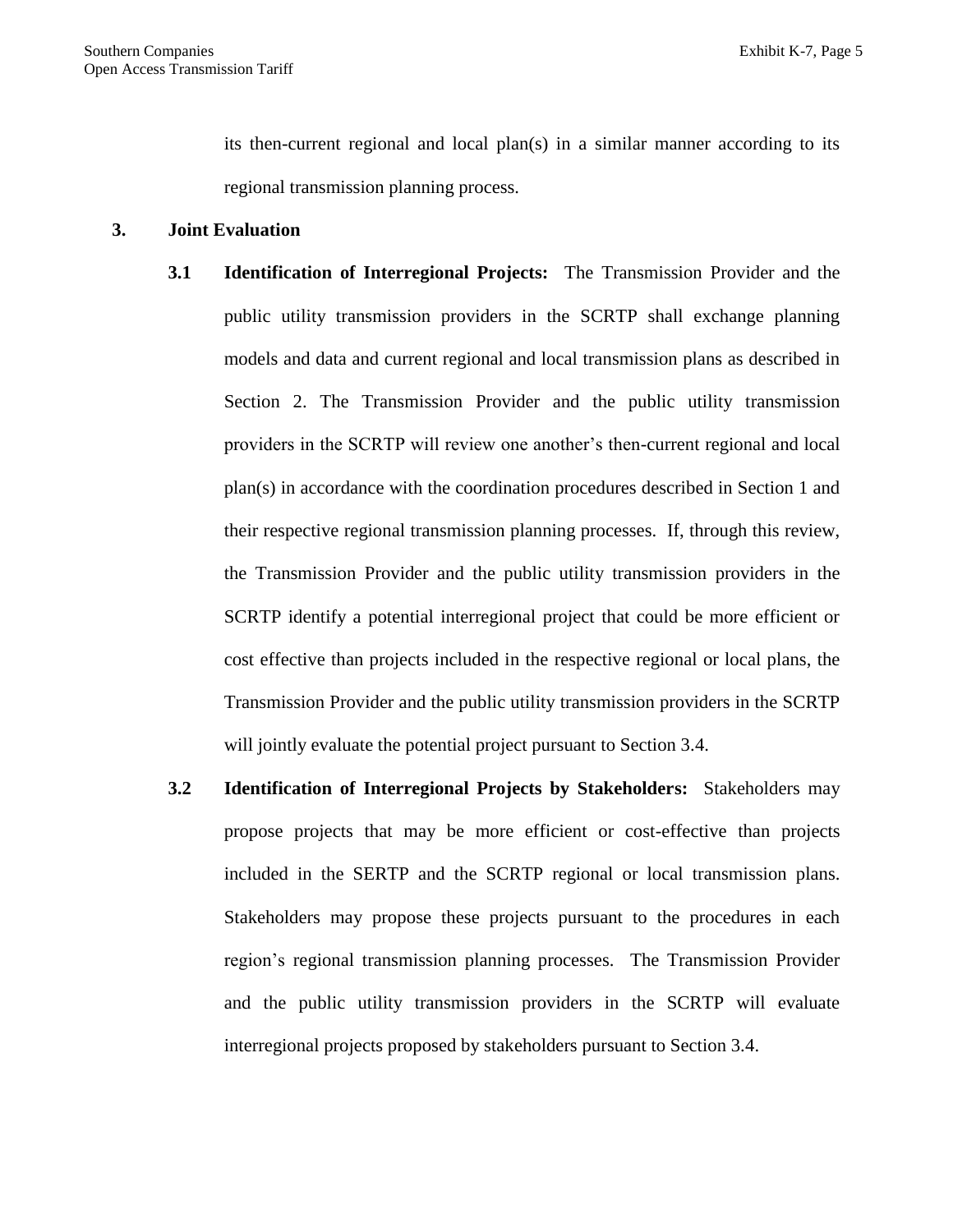its then-current regional and local plan(s) in a similar manner according to its regional transmission planning process.

**3. Joint Evaluation**

**3.1 Identification of Interregional Projects:** The Transmission Provider and the public utility transmission providers in the SCRTP shall exchange planning models and data and current regional and local transmission plans as described in Section 2. The Transmission Provider and the public utility transmission providers in the SCRTP will review one another's then-current regional and local plan(s) in accordance with the coordination procedures described in Section 1 and their respective regional transmission planning processes. If, through this review, the Transmission Provider and the public utility transmission providers in the SCRTP identify a potential interregional project that could be more efficient or cost effective than projects included in the respective regional or local plans, the Transmission Provider and the public utility transmission providers in the SCRTP will jointly evaluate the potential project pursuant to Section 3.4.

**3.2 Identification of Interregional Projects by Stakeholders:** Stakeholders may propose projects that may be more efficient or cost-effective than projects included in the SERTP and the SCRTP regional or local transmission plans. Stakeholders may propose these projects pursuant to the procedures in each region's regional transmission planning processes. The Transmission Provider and the public utility transmission providers in the SCRTP will evaluate interregional projects proposed by stakeholders pursuant to Section 3.4.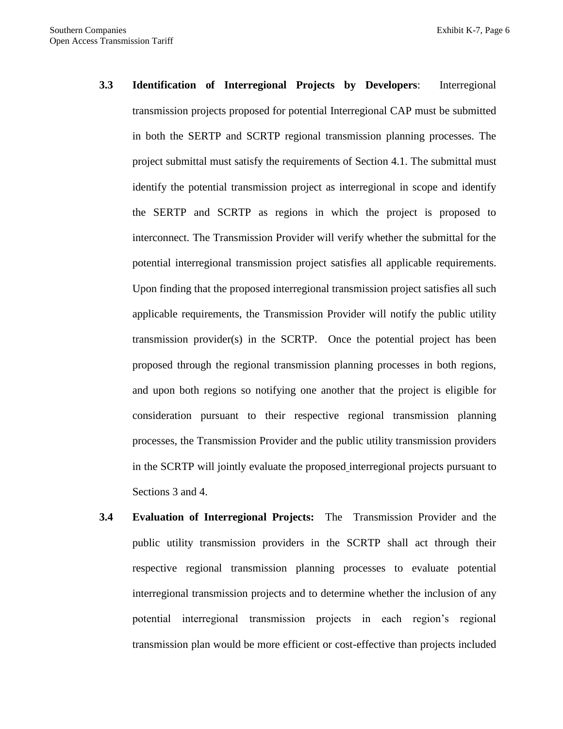**3.3 Identification of Interregional Projects by Developers**: Interregional transmission projects proposed for potential Interregional CAP must be submitted in both the SERTP and SCRTP regional transmission planning processes. The project submittal must satisfy the requirements of Section 4.1. The submittal must identify the potential transmission project as interregional in scope and identify the SERTP and SCRTP as regions in which the project is proposed to interconnect. The Transmission Provider will verify whether the submittal for the potential interregional transmission project satisfies all applicable requirements. Upon finding that the proposed interregional transmission project satisfies all such applicable requirements, the Transmission Provider will notify the public utility transmission provider(s) in the SCRTP. Once the potential project has been proposed through the regional transmission planning processes in both regions, and upon both regions so notifying one another that the project is eligible for consideration pursuant to their respective regional transmission planning processes, the Transmission Provider and the public utility transmission providers in the SCRTP will jointly evaluate the proposed interregional projects pursuant to Sections 3 and 4.

**3.4 Evaluation of Interregional Projects:** The Transmission Provider and the public utility transmission providers in the SCRTP shall act through their respective regional transmission planning processes to evaluate potential interregional transmission projects and to determine whether the inclusion of any potential interregional transmission projects in each region's regional transmission plan would be more efficient or cost-effective than projects included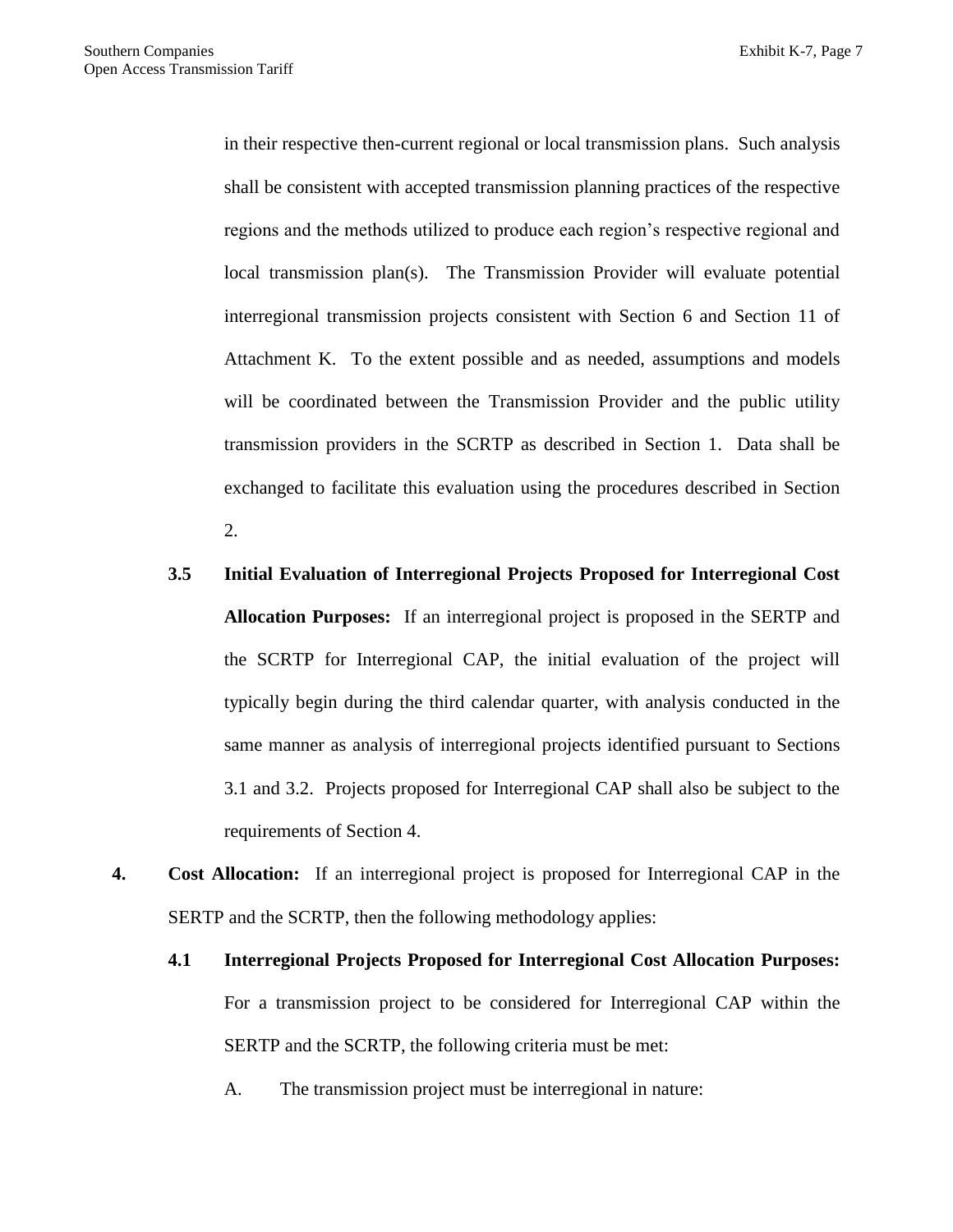in their respective then-current regional or local transmission plans. Such analysis shall be consistent with accepted transmission planning practices of the respective regions and the methods utilized to produce each region's respective regional and local transmission plan(s). The Transmission Provider will evaluate potential interregional transmission projects consistent with Section 6 and Section 11 of Attachment K. To the extent possible and as needed, assumptions and models will be coordinated between the Transmission Provider and the public utility transmission providers in the SCRTP as described in Section 1. Data shall be exchanged to facilitate this evaluation using the procedures described in Section 2.

**3.5 Initial Evaluation of Interregional Projects Proposed for Interregional Cost Allocation Purposes:** If an interregional project is proposed in the SERTP and the SCRTP for Interregional CAP, the initial evaluation of the project will typically begin during the third calendar quarter, with analysis conducted in the same manner as analysis of interregional projects identified pursuant to Sections 3.1 and 3.2. Projects proposed for Interregional CAP shall also be subject to the requirements of Section 4.

**4. Cost Allocation:** If an interregional project is proposed for Interregional CAP in the SERTP and the SCRTP, then the following methodology applies:

**4.1 Interregional Projects Proposed for Interregional Cost Allocation Purposes:** For a transmission project to be considered for Interregional CAP within the SERTP and the SCRTP, the following criteria must be met:

A. The transmission project must be interregional in nature: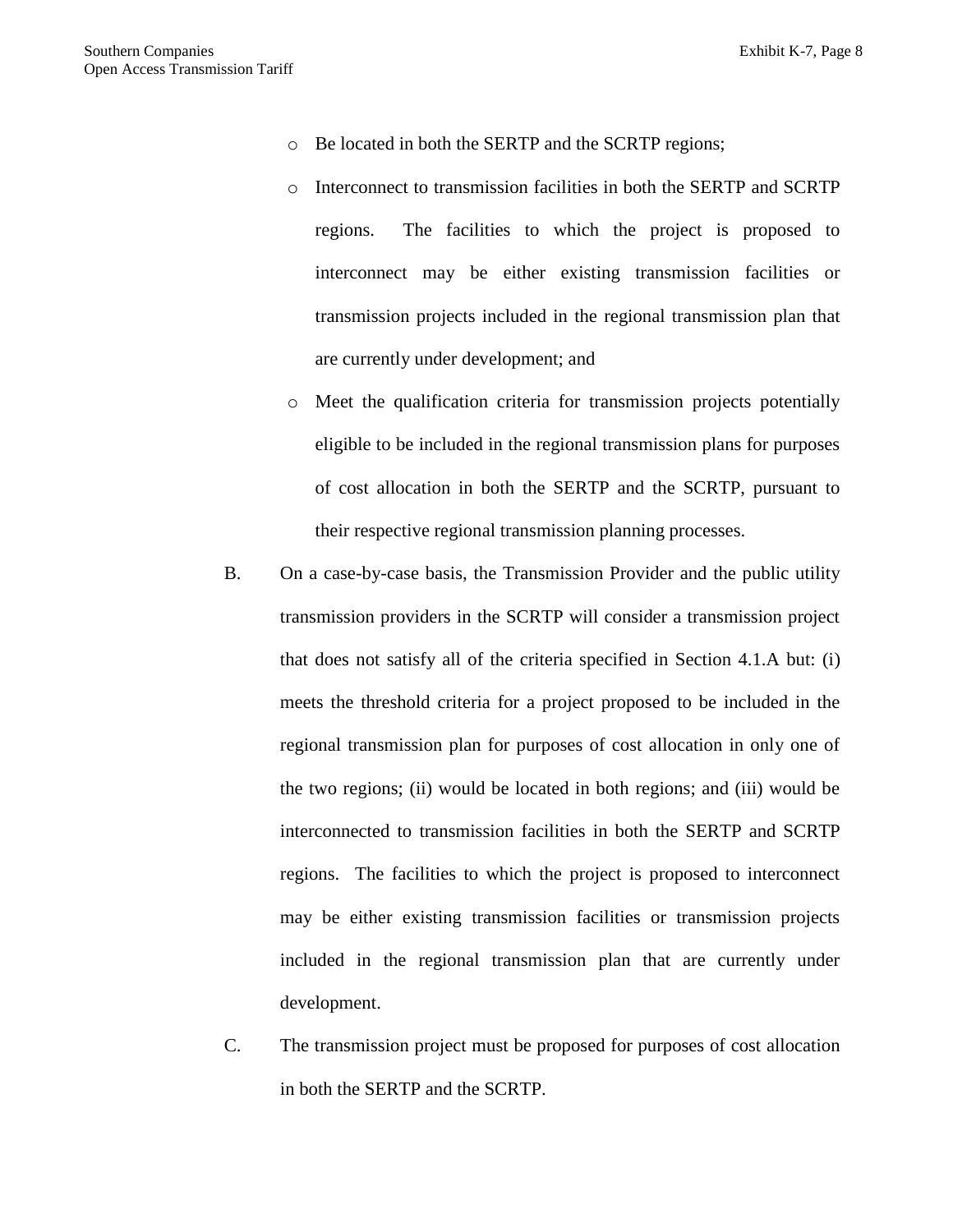- Be located in both the SERTP and the SCRTP regions;
- Interconnect to transmission facilities in both the SERTP and SCRTP regions. The facilities to which the project is proposed to interconnect may be either existing transmission facilities or transmission projects included in the regional transmission plan that are currently under development; and
- Meet the qualification criteria for transmission projects potentially eligible to be included in the regional transmission plans for purposes of cost allocation in both the SERTP and the SCRTP, pursuant to their respective regional transmission planning processes.

B. On a case-by-case basis, the Transmission Provider and the public utility transmission providers in the SCRTP will consider a transmission project that does not satisfy all of the criteria specified in Section 4.1.A but: (i) meets the threshold criteria for a project proposed to be included in the regional transmission plan for purposes of cost allocation in only one of the two regions; (ii) would be located in both regions; and (iii) would be interconnected to transmission facilities in both the SERTP and SCRTP regions. The facilities to which the project is proposed to interconnect may be either existing transmission facilities or transmission projects included in the regional transmission plan that are currently under development.

C. The transmission project must be proposed for purposes of cost allocation in both the SERTP and the SCRTP.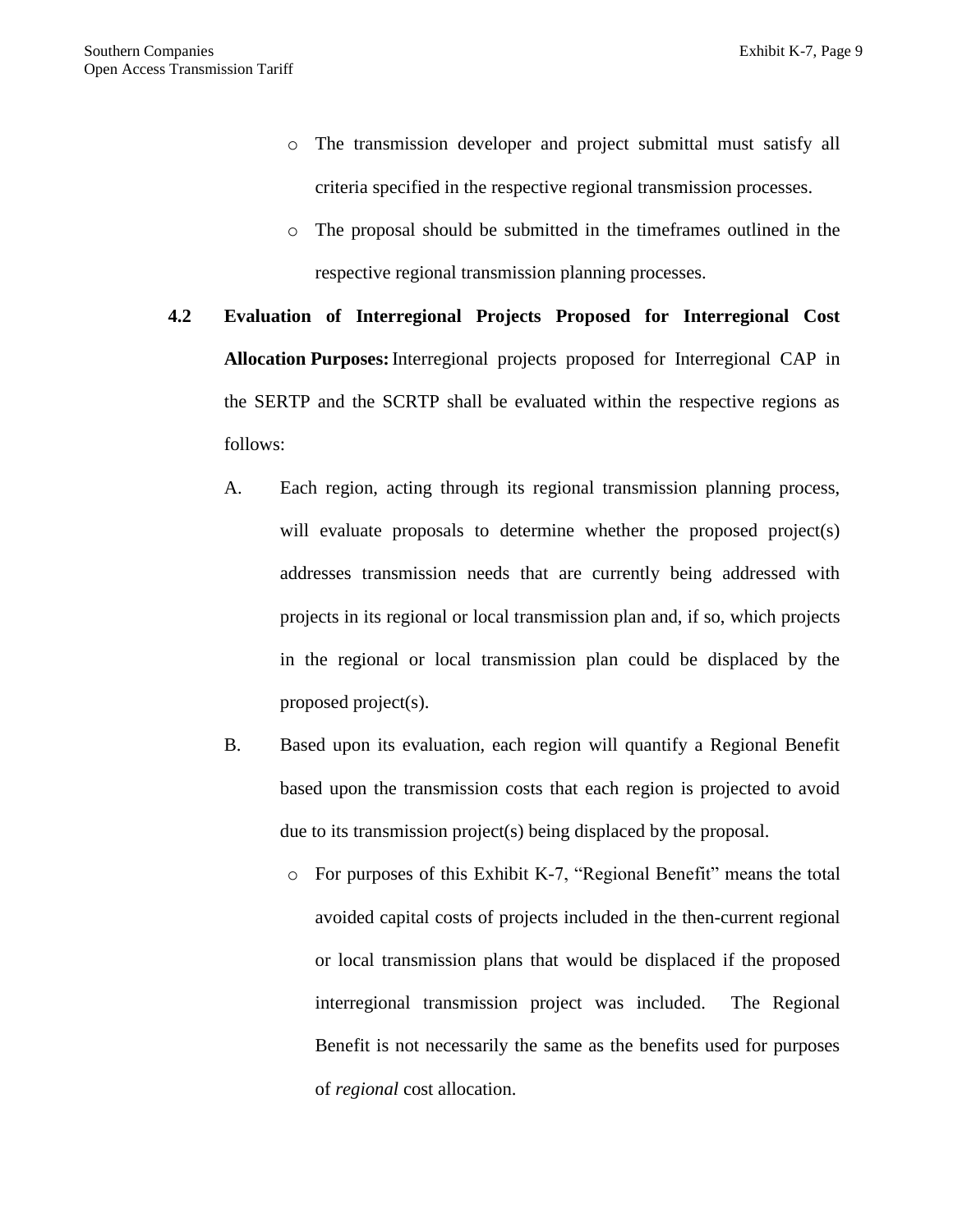- The transmission developer and project submittal must satisfy all criteria specified in the respective regional transmission processes.
- The proposal should be submitted in the timeframes outlined in the respective regional transmission planning processes.

**4.2 Evaluation of Interregional Projects Proposed for Interregional Cost Allocation Purposes:** Interregional projects proposed for Interregional CAP in the SERTP and the SCRTP shall be evaluated within the respective regions as follows:

A. Each region, acting through its regional transmission planning process, will evaluate proposals to determine whether the proposed project(s) addresses transmission needs that are currently being addressed with projects in its regional or local transmission plan and, if so, which projects in the regional or local transmission plan could be displaced by the proposed project(s).

B. Based upon its evaluation, each region will quantify a Regional Benefit based upon the transmission costs that each region is projected to avoid due to its transmission project(s) being displaced by the proposal.

- For purposes of this Exhibit K-7, "Regional Benefit" means the total avoided capital costs of projects included in the then-current regional or local transmission plans that would be displaced if the proposed interregional transmission project was included. The Regional Benefit is not necessarily the same as the benefits used for purposes of *regional* cost allocation.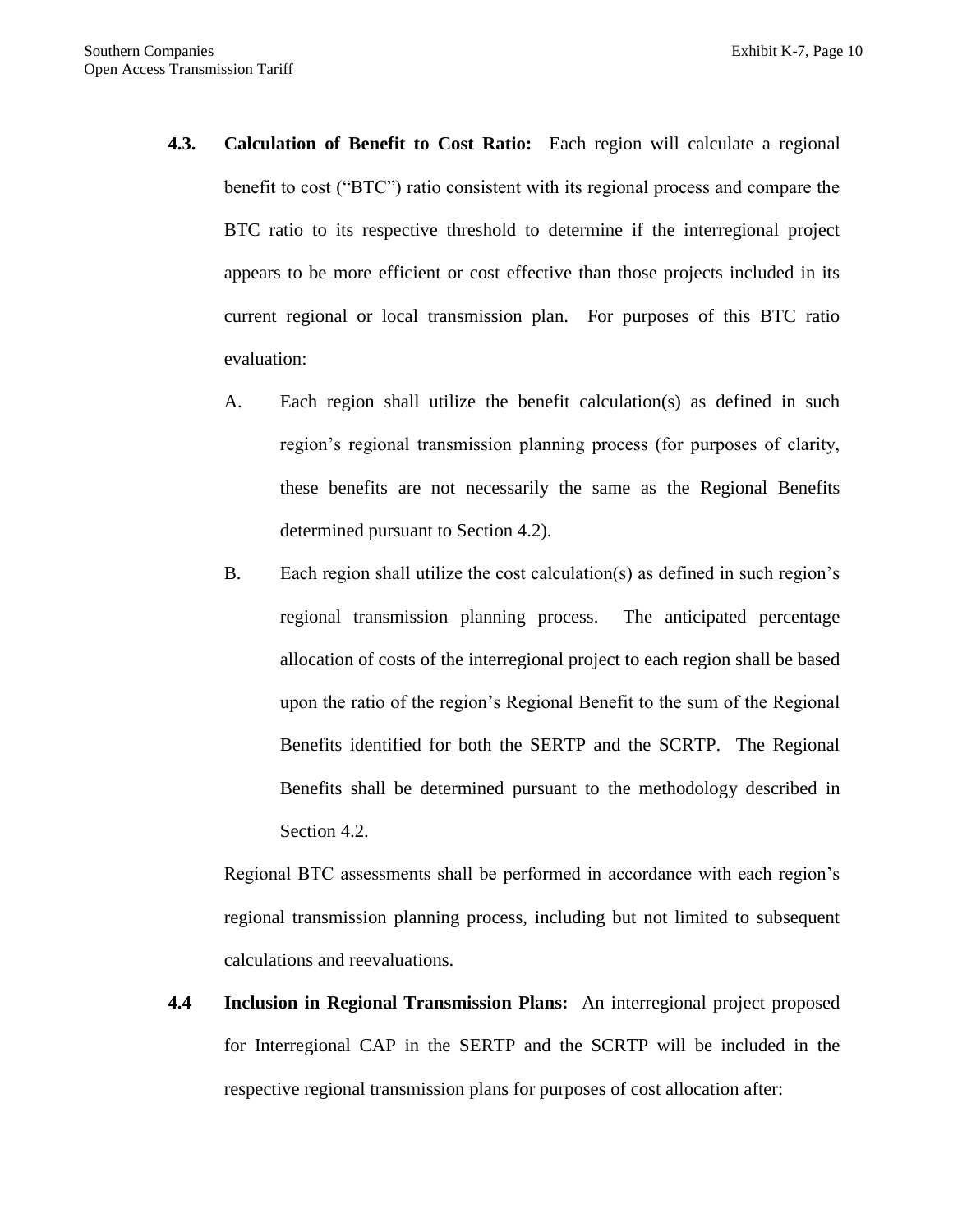**4.3. Calculation of Benefit to Cost Ratio:** Each region will calculate a regional benefit to cost ("BTC") ratio consistent with its regional process and compare the BTC ratio to its respective threshold to determine if the interregional project appears to be more efficient or cost effective than those projects included in its current regional or local transmission plan. For purposes of this BTC ratio evaluation:

A. Each region shall utilize the benefit calculation(s) as defined in such region's regional transmission planning process (for purposes of clarity, these benefits are not necessarily the same as the Regional Benefits determined pursuant to Section 4.2).

B. Each region shall utilize the cost calculation(s) as defined in such region's regional transmission planning process. The anticipated percentage allocation of costs of the interregional project to each region shall be based upon the ratio of the region's Regional Benefit to the sum of the Regional Benefits identified for both the SERTP and the SCRTP. The Regional Benefits shall be determined pursuant to the methodology described in Section 4.2.

Regional BTC assessments shall be performed in accordance with each region's regional transmission planning process, including but not limited to subsequent calculations and reevaluations.

**4.4 Inclusion in Regional Transmission Plans:** An interregional project proposed for Interregional CAP in the SERTP and the SCRTP will be included in the respective regional transmission plans for purposes of cost allocation after: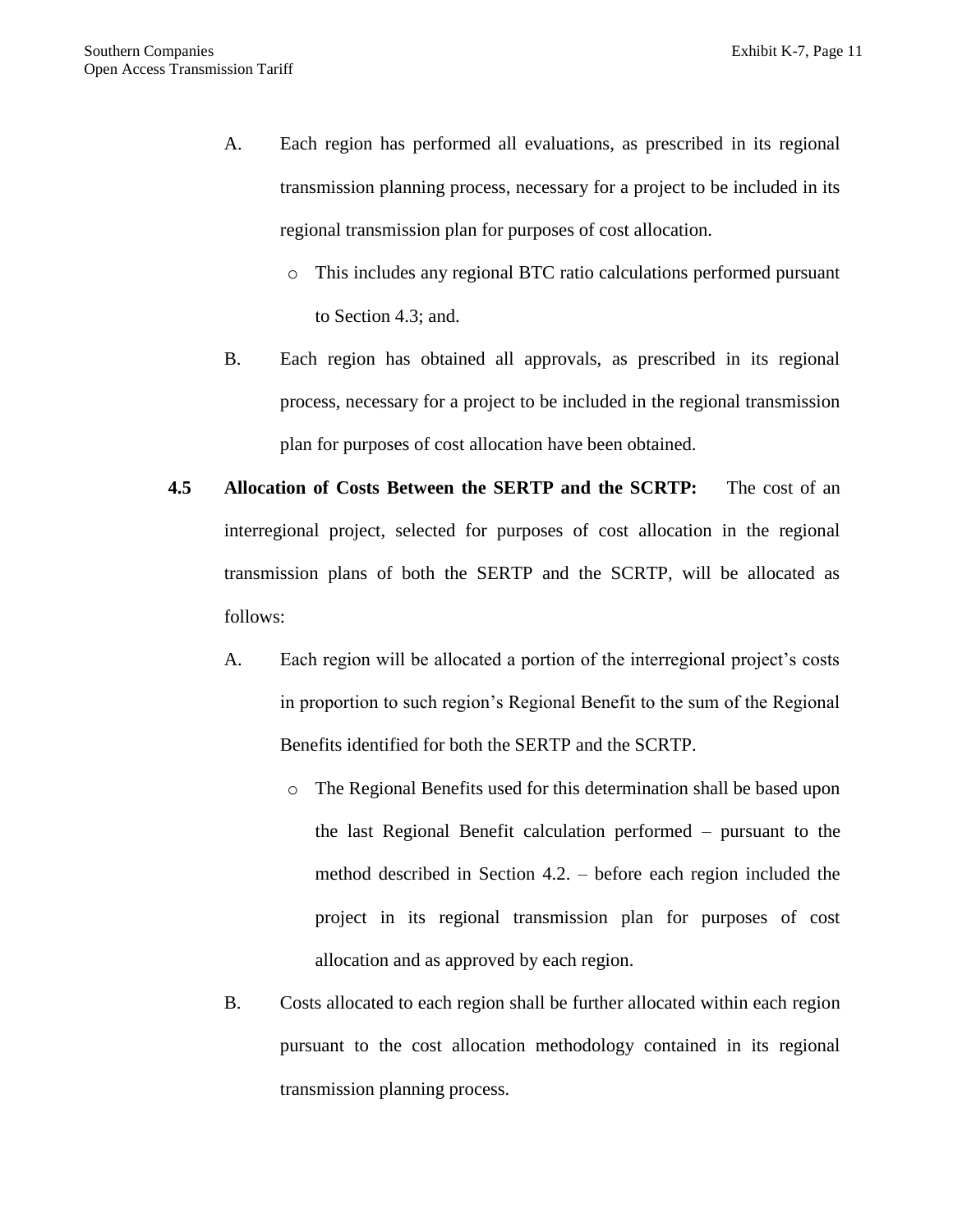A. Each region has performed all evaluations, as prescribed in its regional transmission planning process, necessary for a project to be included in its regional transmission plan for purposes of cost allocation.

   - This includes any regional BTC ratio calculations performed pursuant to Section 4.3; and.

B. Each region has obtained all approvals, as prescribed in its regional process, necessary for a project to be included in the regional transmission plan for purposes of cost allocation have been obtained.

**4.5 Allocation of Costs Between the SERTP and the SCRTP:** The cost of an interregional project, selected for purposes of cost allocation in the regional transmission plans of both the SERTP and the SCRTP, will be allocated as follows:

A. Each region will be allocated a portion of the interregional project's costs in proportion to such region's Regional Benefit to the sum of the Regional Benefits identified for both the SERTP and the SCRTP.

   - The Regional Benefits used for this determination shall be based upon the last Regional Benefit calculation performed – pursuant to the method described in Section 4.2. – before each region included the project in its regional transmission plan for purposes of cost allocation and as approved by each region.

B. Costs allocated to each region shall be further allocated within each region pursuant to the cost allocation methodology contained in its regional transmission planning process.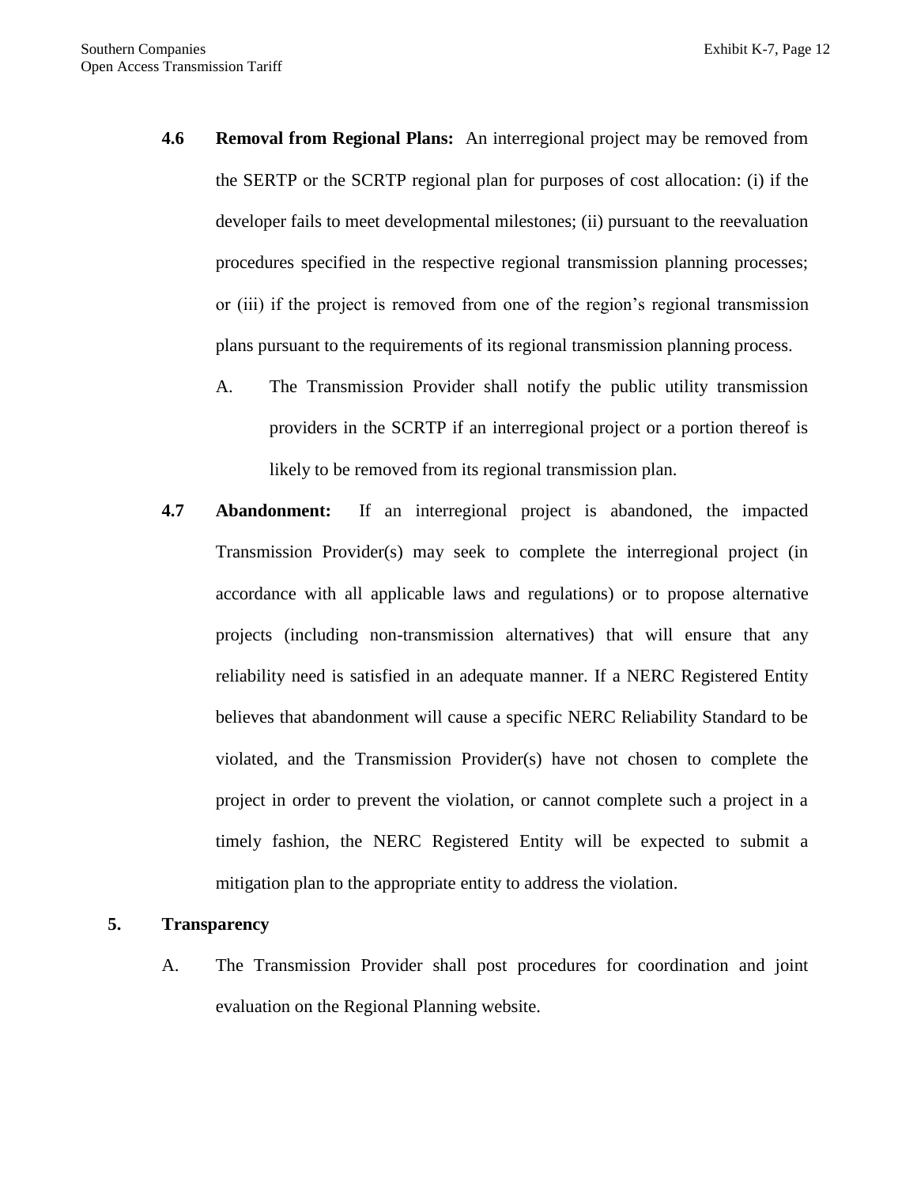**4.6 Removal from Regional Plans:** An interregional project may be removed from the SERTP or the SCRTP regional plan for purposes of cost allocation: (i) if the developer fails to meet developmental milestones; (ii) pursuant to the reevaluation procedures specified in the respective regional transmission planning processes; or (iii) if the project is removed from one of the region's regional transmission plans pursuant to the requirements of its regional transmission planning process.

A. The Transmission Provider shall notify the public utility transmission providers in the SCRTP if an interregional project or a portion thereof is likely to be removed from its regional transmission plan.

**4.7 Abandonment:** If an interregional project is abandoned, the impacted Transmission Provider(s) may seek to complete the interregional project (in accordance with all applicable laws and regulations) or to propose alternative projects (including non-transmission alternatives) that will ensure that any reliability need is satisfied in an adequate manner. If a NERC Registered Entity believes that abandonment will cause a specific NERC Reliability Standard to be violated, and the Transmission Provider(s) have not chosen to complete the project in order to prevent the violation, or cannot complete such a project in a timely fashion, the NERC Registered Entity will be expected to submit a mitigation plan to the appropriate entity to address the violation.

**5. Transparency**

A. The Transmission Provider shall post procedures for coordination and joint evaluation on the Regional Planning website.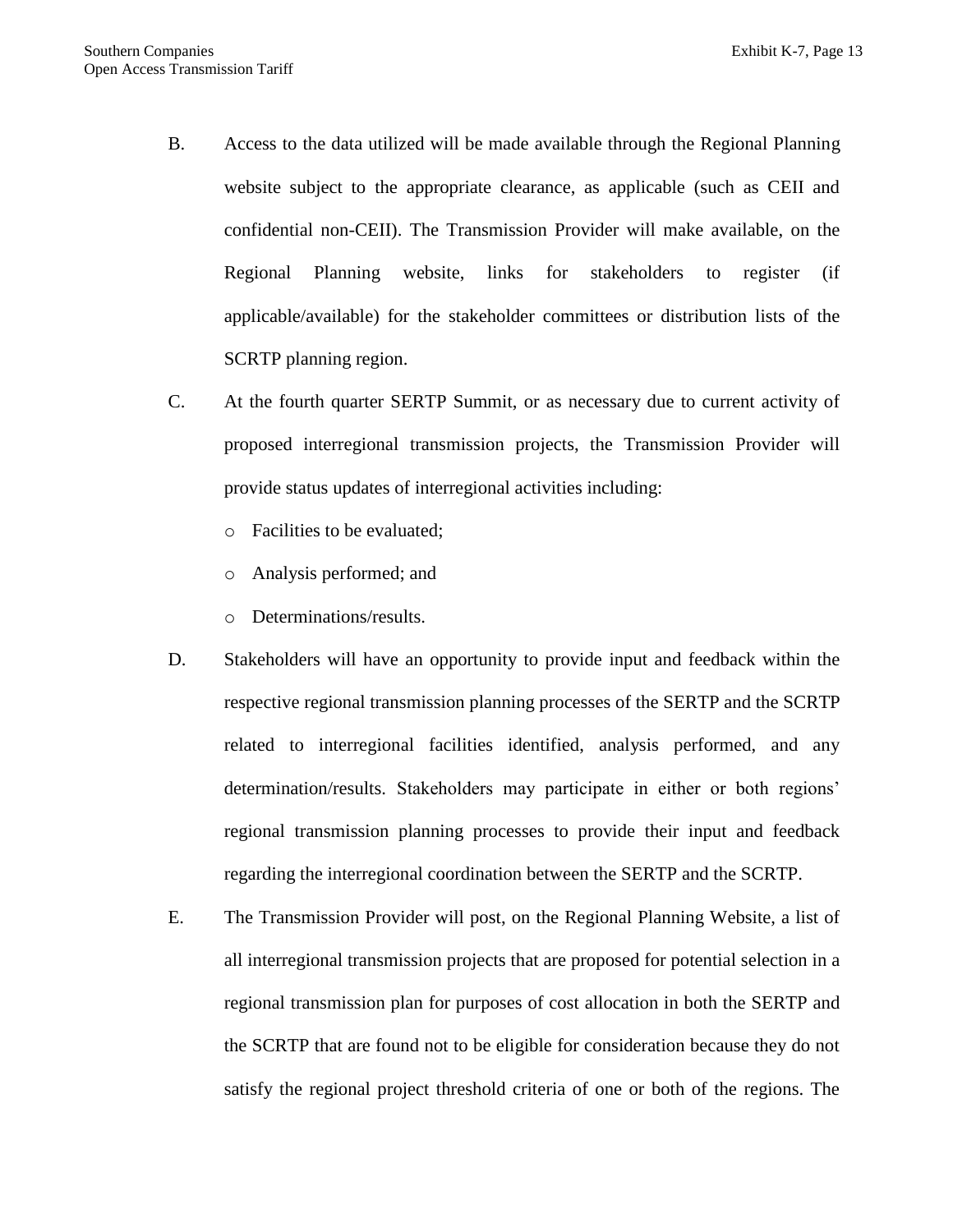B. Access to the data utilized will be made available through the Regional Planning website subject to the appropriate clearance, as applicable (such as CEII and confidential non-CEII). The Transmission Provider will make available, on the Regional Planning website, links for stakeholders to register (if applicable/available) for the stakeholder committees or distribution lists of the SCRTP planning region.

C. At the fourth quarter SERTP Summit, or as necessary due to current activity of proposed interregional transmission projects, the Transmission Provider will provide status updates of interregional activities including:

   - Facilities to be evaluated;
   - Analysis performed; and
   - Determinations/results.

D. Stakeholders will have an opportunity to provide input and feedback within the respective regional transmission planning processes of the SERTP and the SCRTP related to interregional facilities identified, analysis performed, and any determination/results. Stakeholders may participate in either or both regions' regional transmission planning processes to provide their input and feedback regarding the interregional coordination between the SERTP and the SCRTP.

E. The Transmission Provider will post, on the Regional Planning Website, a list of all interregional transmission projects that are proposed for potential selection in a regional transmission plan for purposes of cost allocation in both the SERTP and the SCRTP that are found not to be eligible for consideration because they do not satisfy the regional project threshold criteria of one or both of the regions. The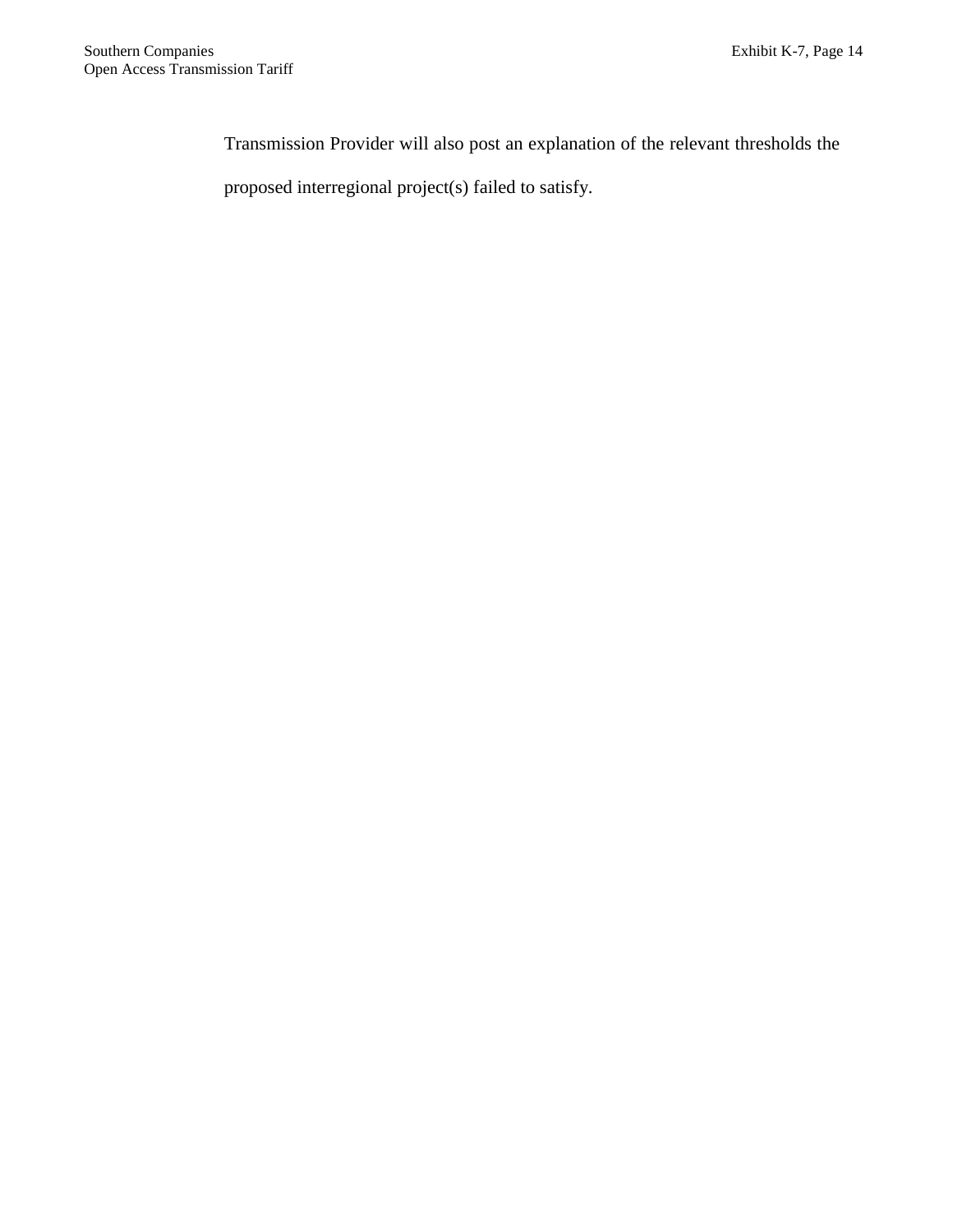Transmission Provider will also post an explanation of the relevant thresholds the proposed interregional project(s) failed to satisfy.